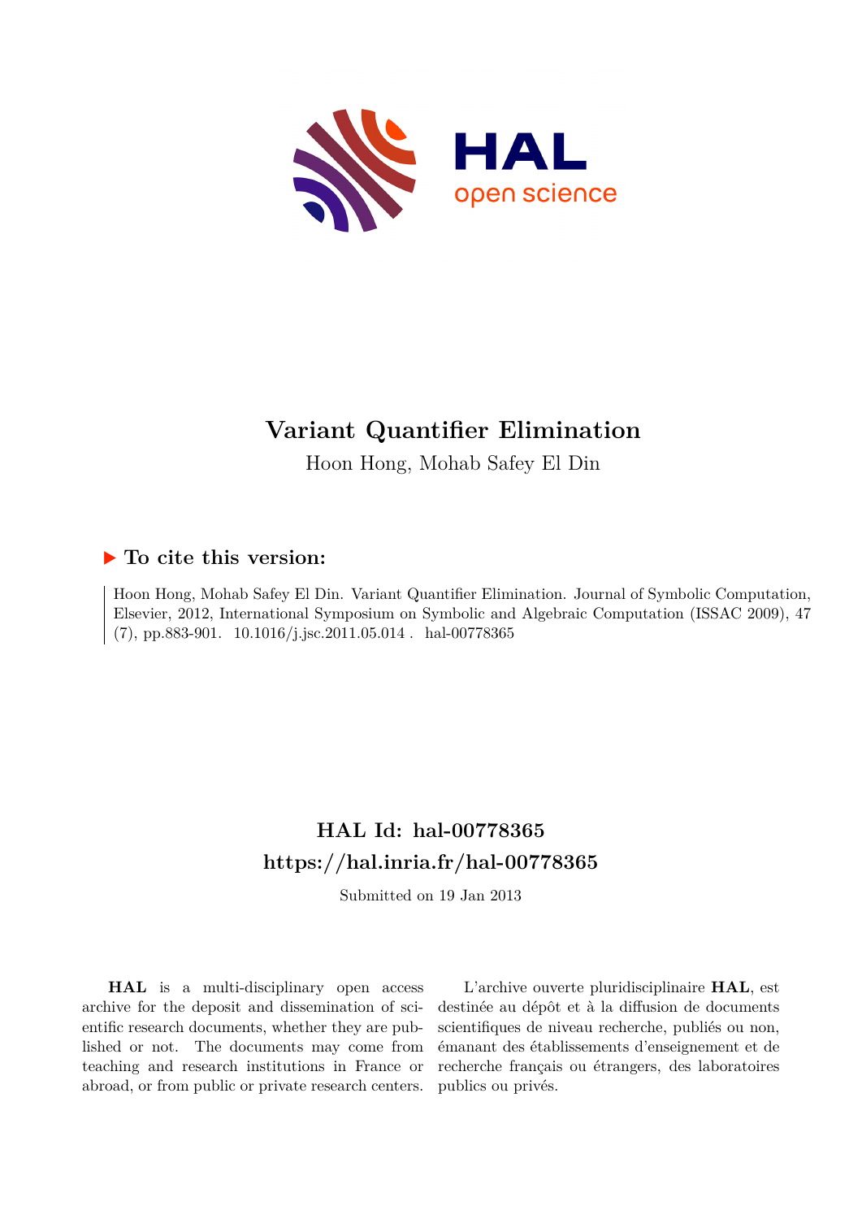# Variant Quantifier Elimination

Hoon Hong, Mohab Safey El Din

## ▶ To cite this version:

Hoon Hong, Mohab Safey El Din. Variant Quantifier Elimination. Journal of Symbolic Computation, Elsevier, 2012, International Symposium on Symbolic and Algebraic Computation (ISSAC 2009), 47 (7), pp.883-901. 10.1016/j.jsc.2011.05.014 . hal-00778365

## HAL Id: hal-00778365
## https://hal.inria.fr/hal-00778365

Submitted on 19 Jan 2013

**HAL** is a multi-disciplinary open access archive for the deposit and dissemination of scientific research documents, whether they are published or not. The documents may come from teaching and research institutions in France or abroad, or from public or private research centers.

L'archive ouverte pluridisciplinaire **HAL**, est destinée au dépôt et à la diffusion de documents scientifiques de niveau recherche, publiés ou non, émanant des établissements d'enseignement et de recherche français ou étrangers, des laboratoires publics ou privés.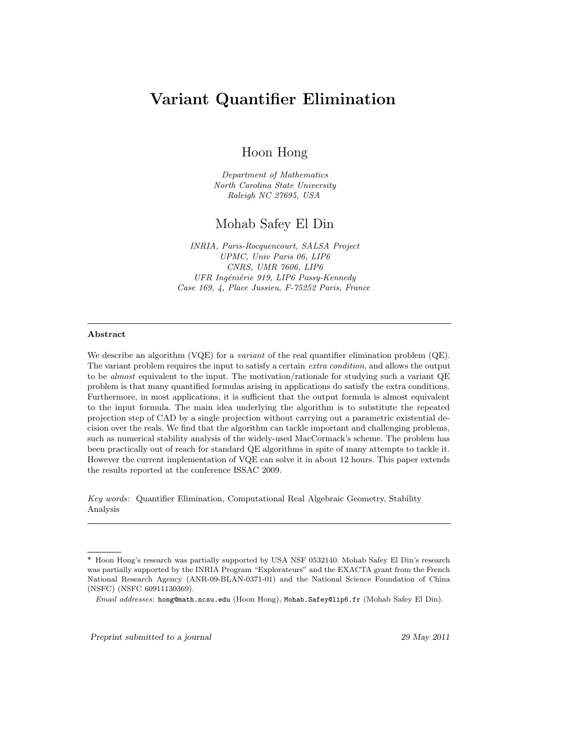# Variant Quantifier Elimination

Hoon Hong

*Department of Mathematics*
*North Carolina State University*
*Raleigh NC 27695, USA*

Mohab Safey El Din

*INRIA, Paris-Rocquencourt, SALSA Project*
*UPMC, Univ Paris 06, LIP6*
*CNRS, UMR 7606, LIP6*
*UFR Ingénierie 919, LIP6 Passy-Kennedy*
*Case 169, 4, Place Jussieu, F-75252 Paris, France*

---

**Abstract**

We describe an algorithm (VQE) for a *variant* of the real quantifier elimination problem (QE). The variant problem requires the input to satisfy a certain *extra condition*, and allows the output to be *almost* equivalent to the input. The motivation/rationale for studying such a variant QE problem is that many quantified formulas arising in applications do satisfy the extra conditions. Furthermore, in most applications, it is sufficient that the output formula is almost equivalent to the input formula. The main idea underlying the algorithm is to substitute the repeated projection step of CAD by a single projection without carrying out a parametric existential decision over the reals. We find that the algorithm can tackle important and challenging problems, such as numerical stability analysis of the widely-used MacCormack's scheme. The problem has been practically out of reach for standard QE algorithms in spite of many attempts to tackle it. However the current implementation of VQE can solve it in about 12 hours. This paper extends the results reported at the conference ISSAC 2009.

*Key words:* Quantifier Elimination, Computational Real Algebraic Geometry, Stability Analysis

---

⋆ Hoon Hong's research was partially supported by USA NSF 0532140. Mohab Safey El Din's research was partially supported by the INRIA Program "Explorateurs" and the EXACTA grant from the French National Research Agency (ANR-09-BLAN-0371-01) and the National Science Foundation of China (NSFC) (NSFC 60911130369).

*Email addresses:* hong@math.ncsu.edu (Hoon Hong), Mohab.Safey@lip6.fr (Mohab Safey El Din).

*Preprint submitted to a journal* 29 May 2011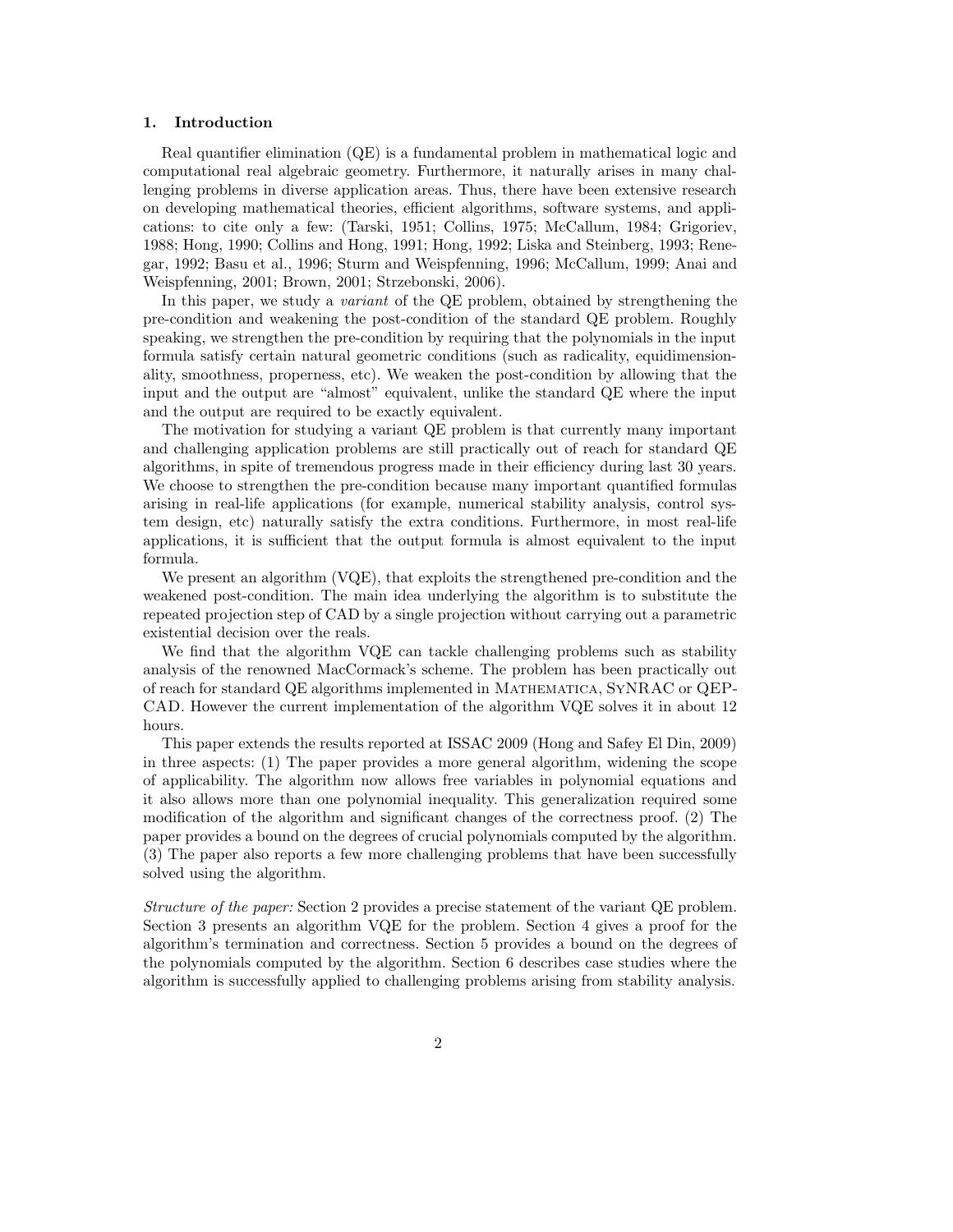## 1. Introduction

Real quantifier elimination (QE) is a fundamental problem in mathematical logic and computational real algebraic geometry. Furthermore, it naturally arises in many challenging problems in diverse application areas. Thus, there have been extensive research on developing mathematical theories, efficient algorithms, software systems, and applications: to cite only a few: (Tarski, 1951; Collins, 1975; McCallum, 1984; Grigoriev, 1988; Hong, 1990; Collins and Hong, 1991; Hong, 1992; Liska and Steinberg, 1993; Renegar, 1992; Basu et al., 1996; Sturm and Weispfenning, 1996; McCallum, 1999; Anai and Weispfenning, 2001; Brown, 2001; Strzebonski, 2006).

In this paper, we study a *variant* of the QE problem, obtained by strengthening the pre-condition and weakening the post-condition of the standard QE problem. Roughly speaking, we strengthen the pre-condition by requiring that the polynomials in the input formula satisfy certain natural geometric conditions (such as radicality, equidimensionality, smoothness, properness, etc). We weaken the post-condition by allowing that the input and the output are "almost" equivalent, unlike the standard QE where the input and the output are required to be exactly equivalent.

The motivation for studying a variant QE problem is that currently many important and challenging application problems are still practically out of reach for standard QE algorithms, in spite of tremendous progress made in their efficiency during last 30 years. We choose to strengthen the pre-condition because many important quantified formulas arising in real-life applications (for example, numerical stability analysis, control system design, etc) naturally satisfy the extra conditions. Furthermore, in most real-life applications, it is sufficient that the output formula is almost equivalent to the input formula.

We present an algorithm (VQE), that exploits the strengthened pre-condition and the weakened post-condition. The main idea underlying the algorithm is to substitute the repeated projection step of CAD by a single projection without carrying out a parametric existential decision over the reals.

We find that the algorithm VQE can tackle challenging problems such as stability analysis of the renowned MacCormack's scheme. The problem has been practically out of reach for standard QE algorithms implemented in Mathematica, SyNRAC or QEPCAD. However the current implementation of the algorithm VQE solves it in about 12 hours.

This paper extends the results reported at ISSAC 2009 (Hong and Safey El Din, 2009) in three aspects: (1) The paper provides a more general algorithm, widening the scope of applicability. The algorithm now allows free variables in polynomial equations and it also allows more than one polynomial inequality. This generalization required some modification of the algorithm and significant changes of the correctness proof. (2) The paper provides a bound on the degrees of crucial polynomials computed by the algorithm. (3) The paper also reports a few more challenging problems that have been successfully solved using the algorithm.

*Structure of the paper:* Section 2 provides a precise statement of the variant QE problem. Section 3 presents an algorithm VQE for the problem. Section 4 gives a proof for the algorithm's termination and correctness. Section 5 provides a bound on the degrees of the polynomials computed by the algorithm. Section 6 describes case studies where the algorithm is successfully applied to challenging problems arising from stability analysis.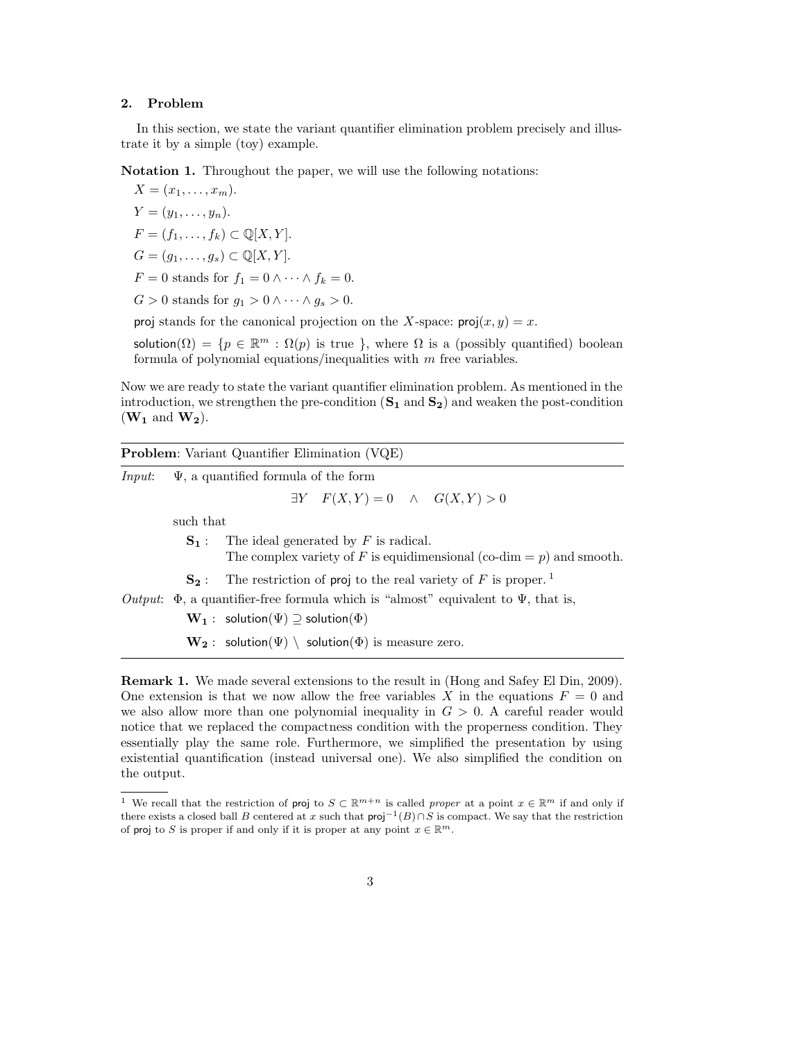## 2. Problem

In this section, we state the variant quantifier elimination problem precisely and illustrate it by a simple (toy) example.

**Notation 1.** Throughout the paper, we will use the following notations:

$X = (x_1, \dots, x_m)$.

$Y = (y_1, \dots, y_n)$.

$F = (f_1, \dots, f_k) \subset \mathbb{Q}[X, Y]$.

$G = (g_1, \dots, g_s) \subset \mathbb{Q}[X, Y]$.

$F = 0$ stands for $f_1 = 0 \wedge \cdots \wedge f_k = 0$.

$G > 0$ stands for $g_1 > 0 \wedge \cdots \wedge g_s > 0$.

$\mathsf{proj}$ stands for the canonical projection on the $X$-space: $\mathsf{proj}(x, y) = x$.

$\mathsf{solution}(\Omega) = \{p \in \mathbb{R}^m : \Omega(p) \text{ is true } \}$, where $\Omega$ is a (possibly quantified) boolean formula of polynomial equations/inequalities with $m$ free variables.

Now we are ready to state the variant quantifier elimination problem. As mentioned in the introduction, we strengthen the pre-condition ($\mathbf{S_1}$ and $\mathbf{S_2}$) and weaken the post-condition ($\mathbf{W_1}$ and $\mathbf{W_2}$).

---

**Problem**: Variant Quantifier Elimination (VQE)

---

*Input*: $\Psi$, a quantified formula of the form

$$\exists Y \quad F(X, Y) = 0 \quad \wedge \quad G(X, Y) > 0$$

such that

$\mathbf{S_1}$ : The ideal generated by $F$ is radical.
The complex variety of $F$ is equidimensional (co-dim $= p$) and smooth.

$\mathbf{S_2}$ : The restriction of $\mathsf{proj}$ to the real variety of $F$ is proper. [1]

*Output*: $\Phi$, a quantifier-free formula which is "almost" equivalent to $\Psi$, that is,

$\mathbf{W_1}$ : $\mathsf{solution}(\Psi) \supseteq \mathsf{solution}(\Phi)$

$\mathbf{W_2}$ : $\mathsf{solution}(\Psi) \setminus \mathsf{solution}(\Phi)$ is measure zero.

---

**Remark 1.** We made several extensions to the result in (Hong and Safey El Din, 2009). One extension is that we now allow the free variables $X$ in the equations $F = 0$ and we also allow more than one polynomial inequality in $G > 0$. A careful reader would notice that we replaced the compactness condition with the properness condition. They essentially play the same role. Furthermore, we simplified the presentation by using existential quantification (instead universal one). We also simplified the condition on the output.

[1] We recall that the restriction of $\mathsf{proj}$ to $S \subset \mathbb{R}^{m+n}$ is called *proper* at a point $x \in \mathbb{R}^m$ if and only if there exists a closed ball $B$ centered at $x$ such that $\mathsf{proj}^{-1}(B) \cap S$ is compact. We say that the restriction of $\mathsf{proj}$ to $S$ is proper if and only if it is proper at any point $x \in \mathbb{R}^m$.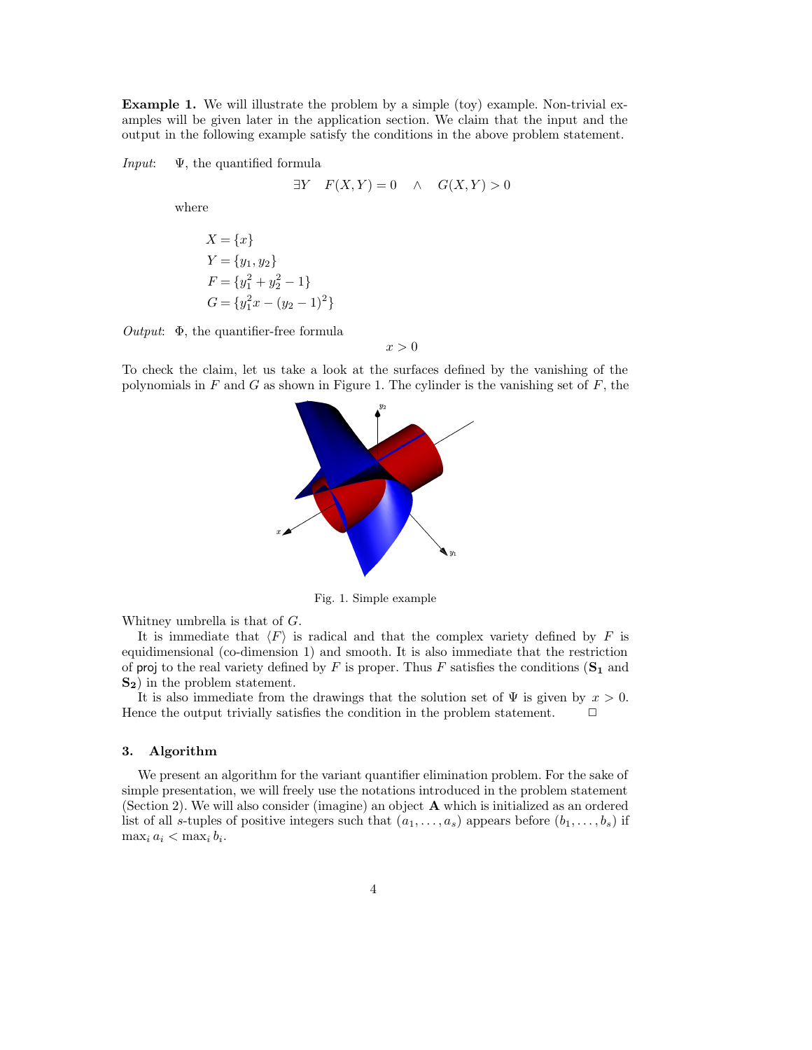**Example 1.** We will illustrate the problem by a simple (toy) example. Non-trivial examples will be given later in the application section. We claim that the input and the output in the following example satisfy the conditions in the above problem statement.

*Input*: $\Psi$, the quantified formula

$$\exists Y \quad F(X,Y) = 0 \quad \wedge \quad G(X,Y) > 0$$

where

$$X = \{x\}$$
$$Y = \{y_1, y_2\}$$
$$F = \{y_1^2 + y_2^2 - 1\}$$
$$G = \{y_1^2 x - (y_2 - 1)^2\}$$

*Output*: $\Phi$, the quantifier-free formula

$$x > 0$$

To check the claim, let us take a look at the surfaces defined by the vanishing of the polynomials in $F$ and $G$ as shown in Figure 1. The cylinder is the vanishing set of $F$, the Whitney umbrella is that of $G$.

Fig. 1. Simple example

It is immediate that $\langle F \rangle$ is radical and that the complex variety defined by $F$ is equidimensional (co-dimension 1) and smooth. It is also immediate that the restriction of proj to the real variety defined by $F$ is proper. Thus $F$ satisfies the conditions ($\mathbf{S_1}$ and $\mathbf{S_2}$) in the problem statement.

It is also immediate from the drawings that the solution set of $\Psi$ is given by $x > 0$. Hence the output trivially satisfies the condition in the problem statement. □

## 3. Algorithm

We present an algorithm for the variant quantifier elimination problem. For the sake of simple presentation, we will freely use the notations introduced in the problem statement (Section 2). We will also consider (imagine) an object $\mathbf{A}$ which is initialized as an ordered list of all $s$-tuples of positive integers such that $(a_1, \ldots, a_s)$ appears before $(b_1, \ldots, b_s)$ if $\max_i a_i < \max_i b_i$.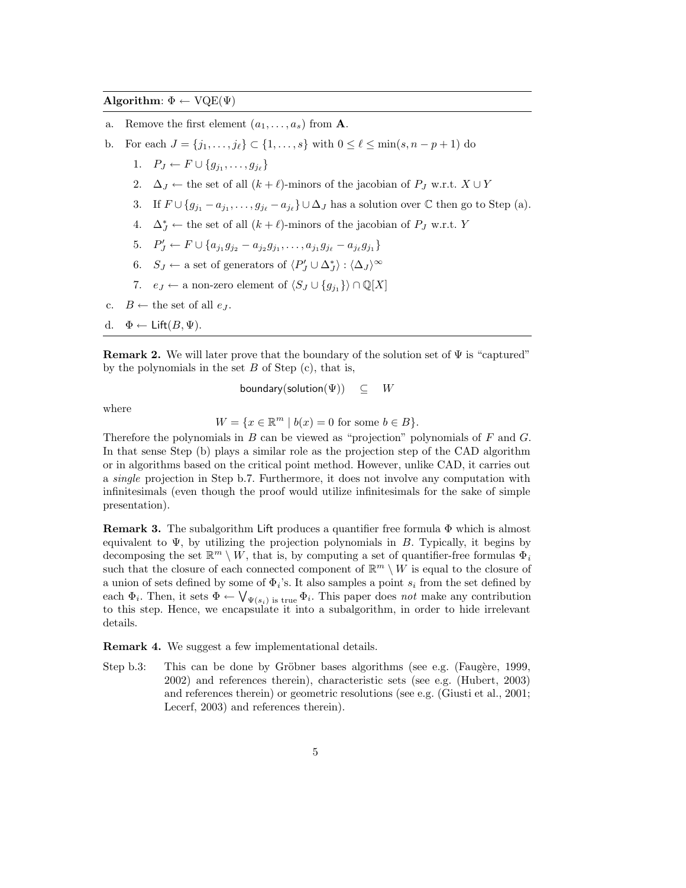**Algorithm**: $\Phi \leftarrow \text{VQE}(\Psi)$

a. Remove the first element $(a_1, \ldots, a_s)$ from $\mathbf{A}$.

b. For each $J = \{j_1, \ldots, j_\ell\} \subset \{1, \ldots, s\}$ with $0 \leq \ell \leq \min(s, n-p+1)$ do

   1. $P_J \leftarrow F \cup \{g_{j_1}, \ldots, g_{j_\ell}\}$
   2. $\Delta_J \leftarrow$ the set of all $(k+\ell)$-minors of the jacobian of $P_J$ w.r.t. $X \cup Y$
   3. If $F \cup \{g_{j_1} - a_{j_1}, \ldots, g_{j_\ell} - a_{j_\ell}\} \cup \Delta_J$ has a solution over $\mathbb{C}$ then go to Step (a).
   4. $\Delta_J^* \leftarrow$ the set of all $(k+\ell)$-minors of the jacobian of $P_J$ w.r.t. $Y$
   5. $P_J' \leftarrow F \cup \{a_{j_1} g_{j_2} - a_{j_2} g_{j_1}, \ldots, a_{j_1} g_{j_\ell} - a_{j_\ell} g_{j_1}\}$
   6. $S_J \leftarrow$ a set of generators of $\langle P_J' \cup \Delta_J^* \rangle : \langle \Delta_J \rangle^\infty$
   7. $e_J \leftarrow$ a non-zero element of $\langle S_J \cup \{g_{j_1}\} \rangle \cap \mathbb{Q}[X]$

c. $B \leftarrow$ the set of all $e_J$.

d. $\Phi \leftarrow \mathsf{Lift}(B, \Psi)$.

**Remark 2.** We will later prove that the boundary of the solution set of $\Psi$ is "captured" by the polynomials in the set $B$ of Step (c), that is,

$$\mathsf{boundary}(\mathsf{solution}(\Psi)) \quad \subseteq \quad W$$

where

$$W = \{x \in \mathbb{R}^m \mid b(x) = 0 \text{ for some } b \in B\}.$$

Therefore the polynomials in $B$ can be viewed as "projection" polynomials of $F$ and $G$. In that sense Step (b) plays a similar role as the projection step of the CAD algorithm or in algorithms based on the critical point method. However, unlike CAD, it carries out a *single* projection in Step b.7. Furthermore, it does not involve any computation with infinitesimals (even though the proof would utilize infinitesimals for the sake of simple presentation).

**Remark 3.** The subalgorithm $\mathsf{Lift}$ produces a quantifier free formula $\Phi$ which is almost equivalent to $\Psi$, by utilizing the projection polynomials in $B$. Typically, it begins by decomposing the set $\mathbb{R}^m \setminus W$, that is, by computing a set of quantifier-free formulas $\Phi_i$ such that the closure of each connected component of $\mathbb{R}^m \setminus W$ is equal to the closure of a union of sets defined by some of $\Phi_i$'s. It also samples a point $s_i$ from the set defined by each $\Phi_i$. Then, it sets $\Phi \leftarrow \bigvee_{\Psi(s_i) \text{ is true}} \Phi_i$. This paper does *not* make any contribution to this step. Hence, we encapsulate it into a subalgorithm, in order to hide irrelevant details.

**Remark 4.** We suggest a few implementational details.

Step b.3: This can be done by Gröbner bases algorithms (see e.g. (Faugère, 1999, 2002) and references therein), characteristic sets (see e.g. (Hubert, 2003) and references therein) or geometric resolutions (see e.g. (Giusti et al., 2001; Lecerf, 2003) and references therein).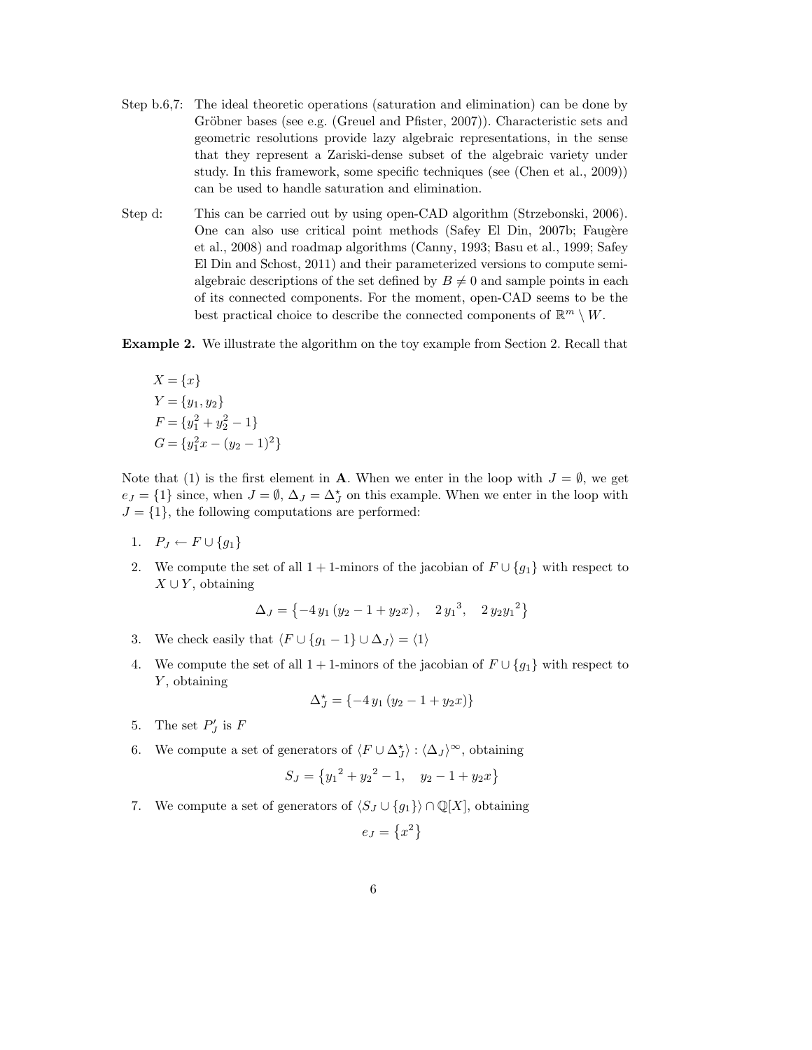Step b.6,7: The ideal theoretic operations (saturation and elimination) can be done by Gröbner bases (see e.g. (Greuel and Pfister, 2007)). Characteristic sets and geometric resolutions provide lazy algebraic representations, in the sense that they represent a Zariski-dense subset of the algebraic variety under study. In this framework, some specific techniques (see (Chen et al., 2009)) can be used to handle saturation and elimination.

Step d: This can be carried out by using open-CAD algorithm (Strzebonski, 2006). One can also use critical point methods (Safey El Din, 2007b; Faugère et al., 2008) and roadmap algorithms (Canny, 1993; Basu et al., 1999; Safey El Din and Schost, 2011) and their parameterized versions to compute semi-algebraic descriptions of the set defined by $B \neq 0$ and sample points in each of its connected components. For the moment, open-CAD seems to be the best practical choice to describe the connected components of $\mathbb{R}^m \setminus W$.

**Example 2.** We illustrate the algorithm on the toy example from Section 2. Recall that

$$
\begin{aligned}
X &= \{x\} \\
Y &= \{y_1, y_2\} \\
F &= \{y_1^2 + y_2^2 - 1\} \\
G &= \{y_1^2 x - (y_2 - 1)^2\}
\end{aligned}
$$

Note that (1) is the first element in $\mathbf{A}$. When we enter in the loop with $J = \emptyset$, we get $e_J = \{1\}$ since, when $J = \emptyset$, $\Delta_J = \Delta_J^\star$ on this example. When we enter in the loop with $J = \{1\}$, the following computations are performed:

1. $P_J \leftarrow F \cup \{g_1\}$
2. We compute the set of all $1+1$-minors of the jacobian of $F \cup \{g_1\}$ with respect to $X \cup Y$, obtaining
$$\Delta_J = \left\{-4\, y_1 \left(y_2 - 1 + y_2 x\right), \quad 2\, {y_1}^3, \quad 2\, y_2 {y_1}^2\right\}$$
3. We check easily that $\langle F \cup \{g_1 - 1\} \cup \Delta_J \rangle = \langle 1 \rangle$
4. We compute the set of all $1+1$-minors of the jacobian of $F \cup \{g_1\}$ with respect to $Y$, obtaining
$$\Delta_J^\star = \{-4\, y_1 \left(y_2 - 1 + y_2 x\right)\}$$
5. The set $P'_J$ is $F$
6. We compute a set of generators of $\langle F \cup \Delta_J^\star \rangle : \langle \Delta_J \rangle^\infty$, obtaining
$$S_J = \left\{{y_1}^2 + {y_2}^2 - 1, \quad y_2 - 1 + y_2 x\right\}$$
7. We compute a set of generators of $\langle S_J \cup \{g_1\} \rangle \cap \mathbb{Q}[X]$, obtaining
$$e_J = \left\{x^2\right\}$$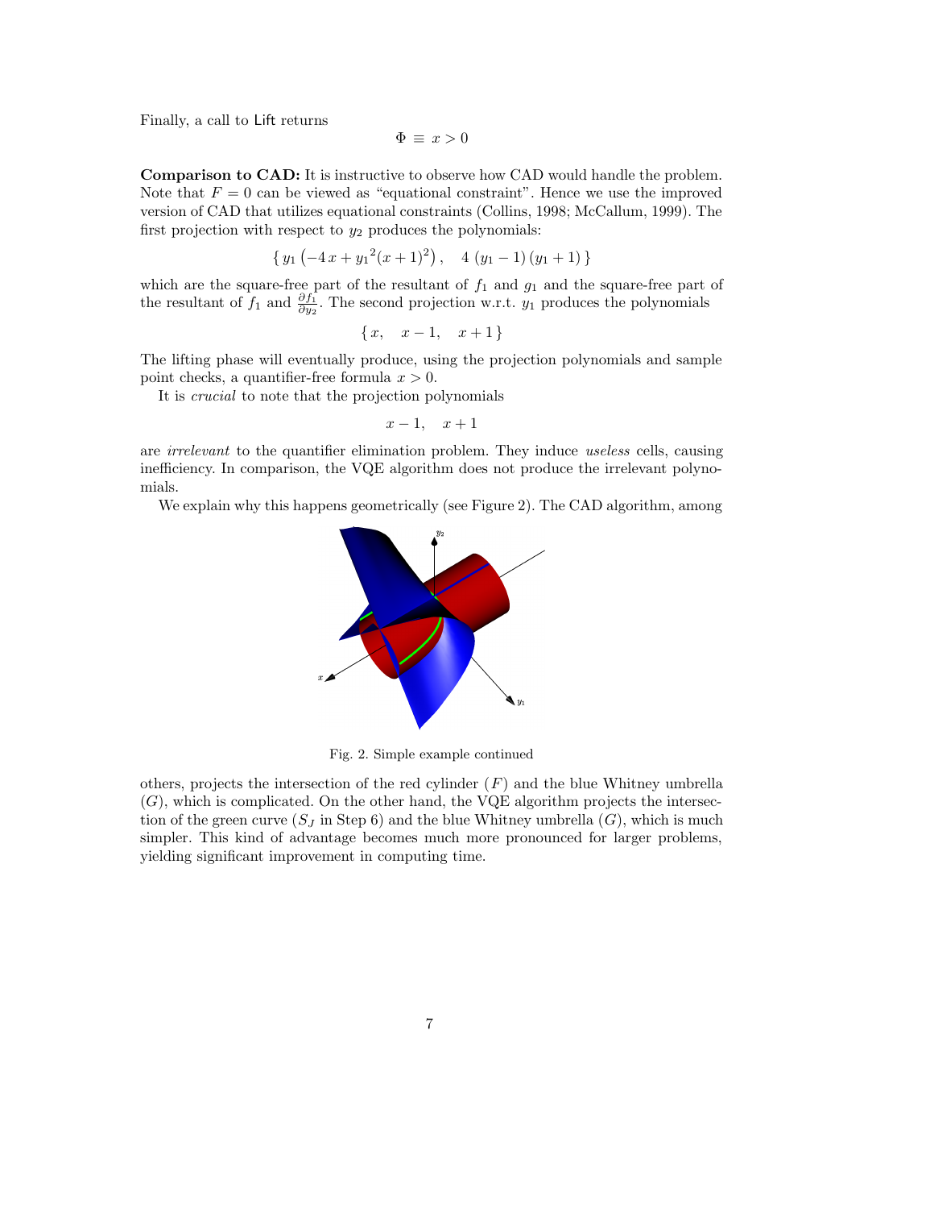Finally, a call to Lift returns

$$\Phi \equiv x > 0$$

**Comparison to CAD:** It is instructive to observe how CAD would handle the problem. Note that $F = 0$ can be viewed as "equational constraint". Hence we use the improved version of CAD that utilizes equational constraints (Collins, 1998; McCallum, 1999). The first projection with respect to $y_2$ produces the polynomials:

$$\{\, y_1 \left(-4\,x + {y_1}^2 (x+1)^2\right), \quad 4\,(y_1 - 1)\,(y_1 + 1)\,\}$$

which are the square-free part of the resultant of $f_1$ and $g_1$ and the square-free part of the resultant of $f_1$ and $\frac{\partial f_1}{\partial y_2}$. The second projection w.r.t. $y_1$ produces the polynomials

$$\{\, x, \quad x - 1, \quad x + 1\,\}$$

The lifting phase will eventually produce, using the projection polynomials and sample point checks, a quantifier-free formula $x > 0$.

It is *crucial* to note that the projection polynomials

$$x - 1, \quad x + 1$$

are *irrelevant* to the quantifier elimination problem. They induce *useless* cells, causing inefficiency. In comparison, the VQE algorithm does not produce the irrelevant polynomials.

We explain why this happens geometrically (see Figure 2). The CAD algorithm, among

Fig. 2. Simple example continued

others, projects the intersection of the red cylinder ($F$) and the blue Whitney umbrella ($G$), which is complicated. On the other hand, the VQE algorithm projects the intersection of the green curve ($S_J$ in Step 6) and the blue Whitney umbrella ($G$), which is much simpler. This kind of advantage becomes much more pronounced for larger problems, yielding significant improvement in computing time.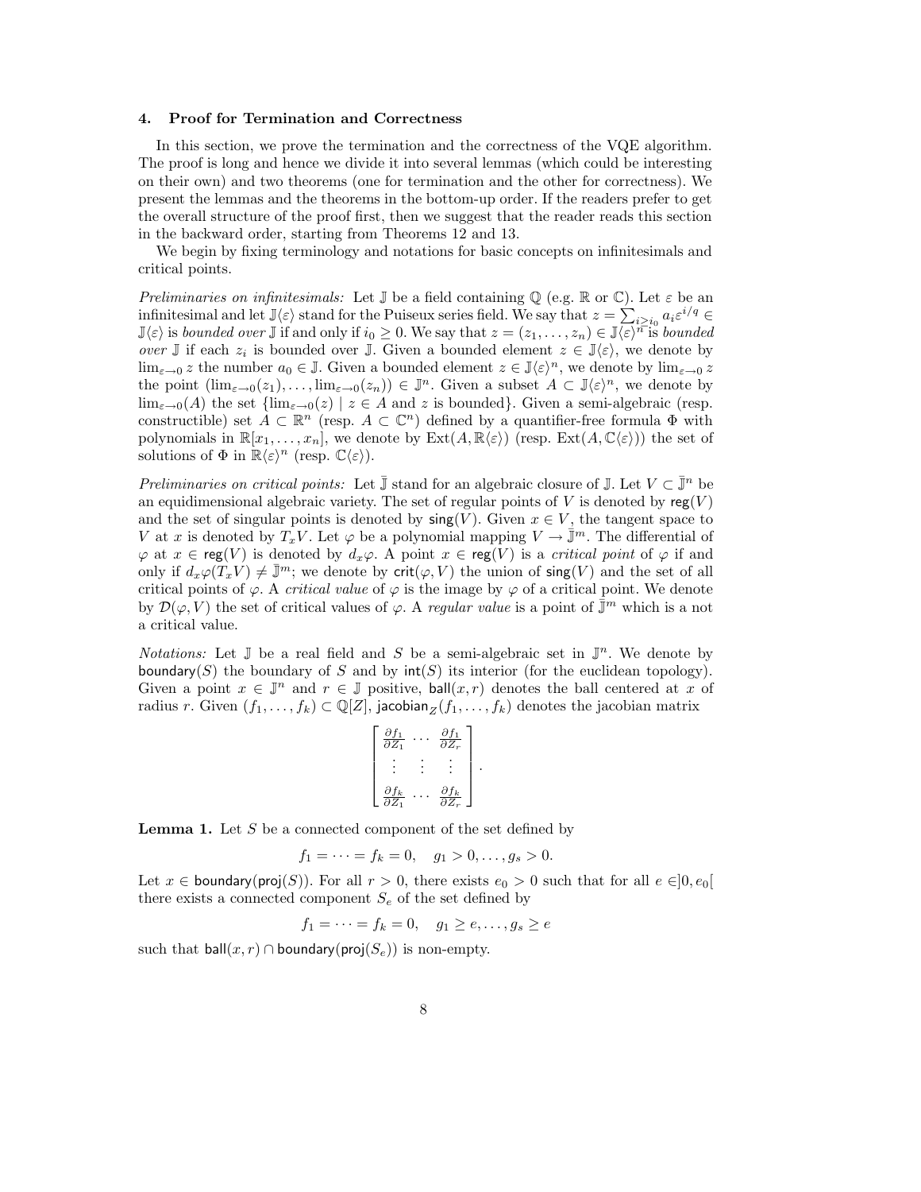## 4. Proof for Termination and Correctness

In this section, we prove the termination and the correctness of the VQE algorithm. The proof is long and hence we divide it into several lemmas (which could be interesting on their own) and two theorems (one for termination and the other for correctness). We present the lemmas and the theorems in the bottom-up order. If the readers prefer to get the overall structure of the proof first, then we suggest that the reader reads this section in the backward order, starting from Theorems 12 and 13.

We begin by fixing terminology and notations for basic concepts on infinitesimals and critical points.

*Preliminaries on infinitesimals:* Let $\mathbb{J}$ be a field containing $\mathbb{Q}$ (e.g. $\mathbb{R}$ or $\mathbb{C}$). Let $\varepsilon$ be an infinitesimal and let $\mathbb{J}\langle\varepsilon\rangle$ stand for the Puiseux series field. We say that $z = \sum_{i \geq i_0} a_i \varepsilon^{i/q} \in \mathbb{J}\langle\varepsilon\rangle$ is *bounded over* $\mathbb{J}$ if and only if $i_0 \geq 0$. We say that $z = (z_1, \ldots, z_n) \in \mathbb{J}\langle\varepsilon\rangle^n$ is *bounded over* $\mathbb{J}$ if each $z_i$ is bounded over $\mathbb{J}$. Given a bounded element $z \in \mathbb{J}\langle\varepsilon\rangle$, we denote by $\lim_{\varepsilon \to 0} z$ the number $a_0 \in \mathbb{J}$. Given a bounded element $z \in \mathbb{J}\langle\varepsilon\rangle^n$, we denote by $\lim_{\varepsilon\to 0} z$ the point $(\lim_{\varepsilon\to 0}(z_1), \ldots, \lim_{\varepsilon\to 0}(z_n)) \in \mathbb{J}^n$. Given a subset $A \subset \mathbb{J}\langle\varepsilon\rangle^n$, we denote by $\lim_{\varepsilon\to 0}(A)$ the set $\{\lim_{\varepsilon\to 0}(z) \mid z \in A \text{ and } z \text{ is bounded}\}$. Given a semi-algebraic (resp. constructible) set $A \subset \mathbb{R}^n$ (resp. $A \subset \mathbb{C}^n$) defined by a quantifier-free formula $\Phi$ with polynomials in $\mathbb{R}[x_1, \ldots, x_n]$, we denote by $\mathrm{Ext}(A, \mathbb{R}\langle\varepsilon\rangle)$ (resp. $\mathrm{Ext}(A, \mathbb{C}\langle\varepsilon\rangle)$) the set of solutions of $\Phi$ in $\mathbb{R}\langle\varepsilon\rangle^n$ (resp. $\mathbb{C}\langle\varepsilon\rangle$).

*Preliminaries on critical points:* Let $\bar{\mathbb{J}}$ stand for an algebraic closure of $\mathbb{J}$. Let $V \subset \bar{\mathbb{J}}^n$ be an equidimensional algebraic variety. The set of regular points of $V$ is denoted by $\mathsf{reg}(V)$ and the set of singular points is denoted by $\mathsf{sing}(V)$. Given $x \in V$, the tangent space to $V$ at $x$ is denoted by $T_x V$. Let $\varphi$ be a polynomial mapping $V \to \bar{\mathbb{J}}^m$. The differential of $\varphi$ at $x \in \mathsf{reg}(V)$ is denoted by $d_x\varphi$. A point $x \in \mathsf{reg}(V)$ is a *critical point* of $\varphi$ if and only if $d_x\varphi(T_x V) \neq \bar{\mathbb{J}}^m$; we denote by $\mathsf{crit}(\varphi, V)$ the union of $\mathsf{sing}(V)$ and the set of all critical points of $\varphi$. A *critical value* of $\varphi$ is the image by $\varphi$ of a critical point. We denote by $\mathcal{D}(\varphi, V)$ the set of critical values of $\varphi$. A *regular value* is a point of $\bar{\mathbb{J}}^m$ which is a not a critical value.

*Notations:* Let $\mathbb{J}$ be a real field and $S$ be a semi-algebraic set in $\mathbb{J}^n$. We denote by $\mathsf{boundary}(S)$ the boundary of $S$ and by $\mathsf{int}(S)$ its interior (for the euclidean topology). Given a point $x \in \mathbb{J}^n$ and $r \in \mathbb{J}$ positive, $\mathsf{ball}(x, r)$ denotes the ball centered at $x$ of radius $r$. Given $(f_1, \ldots, f_k) \subset \mathbb{Q}[Z]$, $\mathsf{jacobian}_Z(f_1, \ldots, f_k)$ denotes the jacobian matrix

$$
\begin{bmatrix}
\frac{\partial f_1}{\partial Z_1} & \cdots & \frac{\partial f_1}{\partial Z_r} \\
\vdots & \vdots & \vdots \\
\frac{\partial f_k}{\partial Z_1} & \cdots & \frac{\partial f_k}{\partial Z_r}
\end{bmatrix}.
$$

**Lemma 1.** Let $S$ be a connected component of the set defined by

$$f_1 = \cdots = f_k = 0, \quad g_1 > 0, \ldots, g_s > 0.$$

Let $x \in \mathsf{boundary}(\mathsf{proj}(S))$. For all $r > 0$, there exists $e_0 > 0$ such that for all $e \in ]0, e_0[$ there exists a connected component $S_e$ of the set defined by

$$f_1 = \cdots = f_k = 0, \quad g_1 \geq e, \ldots, g_s \geq e$$

such that $\mathsf{ball}(x, r) \cap \mathsf{boundary}(\mathsf{proj}(S_e))$ is non-empty.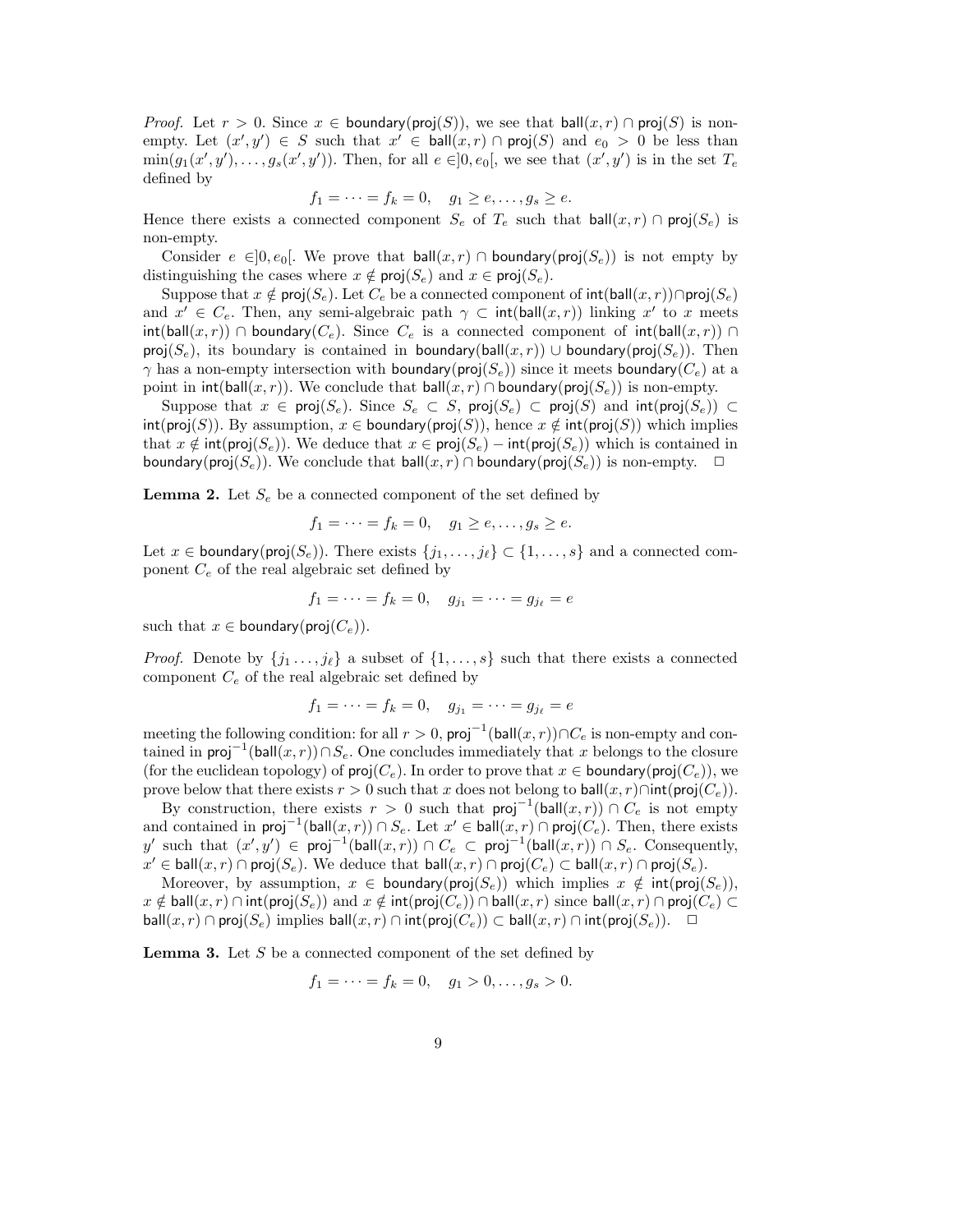*Proof.* Let $r > 0$. Since $x \in \mathsf{boundary}(\mathsf{proj}(S))$, we see that $\mathsf{ball}(x, r) \cap \mathsf{proj}(S)$ is non-empty. Let $(x', y') \in S$ such that $x' \in \mathsf{ball}(x, r) \cap \mathsf{proj}(S)$ and $e_0 > 0$ be less than $\min(g_1(x', y'), \ldots, g_s(x', y'))$. Then, for all $e \in ]0, e_0[$, we see that $(x', y')$ is in the set $T_e$ defined by

$$f_1 = \cdots = f_k = 0, \quad g_1 \geq e, \ldots, g_s \geq e.$$

Hence there exists a connected component $S_e$ of $T_e$ such that $\mathsf{ball}(x, r) \cap \mathsf{proj}(S_e)$ is non-empty.

Consider $e \in ]0, e_0[$. We prove that $\mathsf{ball}(x, r) \cap \mathsf{boundary}(\mathsf{proj}(S_e))$ is not empty by distinguishing the cases where $x \notin \mathsf{proj}(S_e)$ and $x \in \mathsf{proj}(S_e)$.

Suppose that $x \notin \mathsf{proj}(S_e)$. Let $C_e$ be a connected component of $\mathsf{int}(\mathsf{ball}(x, r)) \cap \mathsf{proj}(S_e)$ and $x' \in C_e$. Then, any semi-algebraic path $\gamma \subset \mathsf{int}(\mathsf{ball}(x, r))$ linking $x'$ to $x$ meets $\mathsf{int}(\mathsf{ball}(x, r)) \cap \mathsf{boundary}(C_e)$. Since $C_e$ is a connected component of $\mathsf{int}(\mathsf{ball}(x, r)) \cap \mathsf{proj}(S_e)$, its boundary is contained in $\mathsf{boundary}(\mathsf{ball}(x, r)) \cup \mathsf{boundary}(\mathsf{proj}(S_e))$. Then $\gamma$ has a non-empty intersection with $\mathsf{boundary}(\mathsf{proj}(S_e))$ since it meets $\mathsf{boundary}(C_e)$ at a point in $\mathsf{int}(\mathsf{ball}(x, r))$. We conclude that $\mathsf{ball}(x, r) \cap \mathsf{boundary}(\mathsf{proj}(S_e))$ is non-empty.

Suppose that $x \in \mathsf{proj}(S_e)$. Since $S_e \subset S$, $\mathsf{proj}(S_e) \subset \mathsf{proj}(S)$ and $\mathsf{int}(\mathsf{proj}(S_e)) \subset \mathsf{int}(\mathsf{proj}(S))$. By assumption, $x \in \mathsf{boundary}(\mathsf{proj}(S))$, hence $x \notin \mathsf{int}(\mathsf{proj}(S))$ which implies that $x \notin \mathsf{int}(\mathsf{proj}(S_e))$. We deduce that $x \in \mathsf{proj}(S_e) - \mathsf{int}(\mathsf{proj}(S_e))$ which is contained in $\mathsf{boundary}(\mathsf{proj}(S_e))$. We conclude that $\mathsf{ball}(x, r) \cap \mathsf{boundary}(\mathsf{proj}(S_e))$ is non-empty. □

**Lemma 2.** Let $S_e$ be a connected component of the set defined by

$$f_1 = \cdots = f_k = 0, \quad g_1 \geq e, \ldots, g_s \geq e.$$

Let $x \in \mathsf{boundary}(\mathsf{proj}(S_e))$. There exists $\{j_1, \ldots, j_\ell\} \subset \{1, \ldots, s\}$ and a connected component $C_e$ of the real algebraic set defined by

$$f_1 = \cdots = f_k = 0, \quad g_{j_1} = \cdots = g_{j_\ell} = e$$

such that $x \in \mathsf{boundary}(\mathsf{proj}(C_e))$.

*Proof.* Denote by $\{j_1 \ldots, j_\ell\}$ a subset of $\{1, \ldots, s\}$ such that there exists a connected component $C_e$ of the real algebraic set defined by

$$f_1 = \cdots = f_k = 0, \quad g_{j_1} = \cdots = g_{j_\ell} = e$$

meeting the following condition: for all $r > 0$, $\mathsf{proj}^{-1}(\mathsf{ball}(x, r)) \cap C_e$ is non-empty and contained in $\mathsf{proj}^{-1}(\mathsf{ball}(x, r)) \cap S_e$. One concludes immediately that $x$ belongs to the closure (for the euclidean topology) of $\mathsf{proj}(C_e)$. In order to prove that $x \in \mathsf{boundary}(\mathsf{proj}(C_e))$, we prove below that there exists $r > 0$ such that $x$ does not belong to $\mathsf{ball}(x, r) \cap \mathsf{int}(\mathsf{proj}(C_e))$.

By construction, there exists $r > 0$ such that $\mathsf{proj}^{-1}(\mathsf{ball}(x, r)) \cap C_e$ is not empty and contained in $\mathsf{proj}^{-1}(\mathsf{ball}(x, r)) \cap S_e$. Let $x' \in \mathsf{ball}(x, r) \cap \mathsf{proj}(C_e)$. Then, there exists $y'$ such that $(x', y') \in \mathsf{proj}^{-1}(\mathsf{ball}(x, r)) \cap C_e \subset \mathsf{proj}^{-1}(\mathsf{ball}(x, r)) \cap S_e$. Consequently, $x' \in \mathsf{ball}(x, r) \cap \mathsf{proj}(S_e)$. We deduce that $\mathsf{ball}(x, r) \cap \mathsf{proj}(C_e) \subset \mathsf{ball}(x, r) \cap \mathsf{proj}(S_e)$.

Moreover, by assumption, $x \in \mathsf{boundary}(\mathsf{proj}(S_e))$ which implies $x \notin \mathsf{int}(\mathsf{proj}(S_e))$, $x \notin \mathsf{ball}(x, r) \cap \mathsf{int}(\mathsf{proj}(S_e))$ and $x \notin \mathsf{int}(\mathsf{proj}(C_e)) \cap \mathsf{ball}(x, r)$ since $\mathsf{ball}(x, r) \cap \mathsf{proj}(C_e) \subset \mathsf{ball}(x, r) \cap \mathsf{proj}(S_e)$ implies $\mathsf{ball}(x, r) \cap \mathsf{int}(\mathsf{proj}(C_e)) \subset \mathsf{ball}(x, r) \cap \mathsf{int}(\mathsf{proj}(S_e))$. □

**Lemma 3.** Let $S$ be a connected component of the set defined by

$$f_1 = \cdots = f_k = 0, \quad g_1 > 0, \ldots, g_s > 0.$$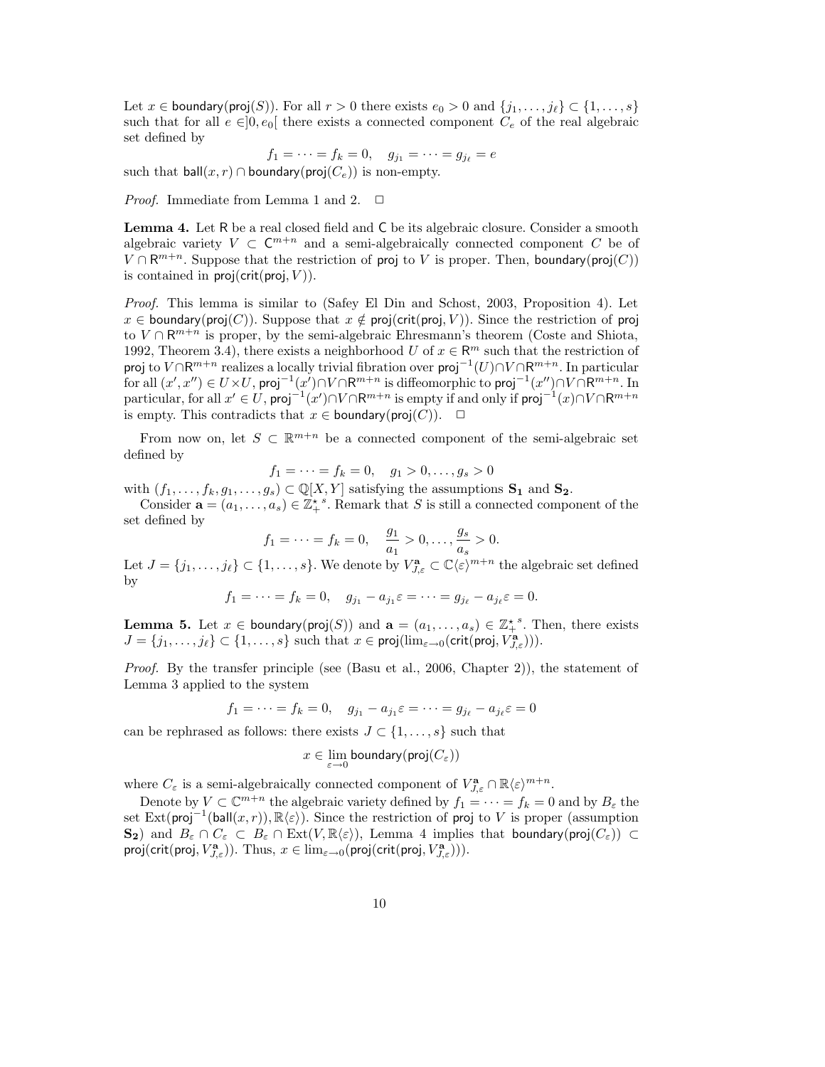Let $x \in \mathsf{boundary}(\mathsf{proj}(S))$. For all $r > 0$ there exists $e_0 > 0$ and $\{j_1, \dots, j_\ell\} \subset \{1, \dots, s\}$ such that for all $e \in ]0, e_0[$ there exists a connected component $C_e$ of the real algebraic set defined by

$$f_1 = \cdots = f_k = 0, \quad g_{j_1} = \cdots = g_{j_\ell} = e$$

such that $\mathsf{ball}(x, r) \cap \mathsf{boundary}(\mathsf{proj}(C_e))$ is non-empty.

*Proof.* Immediate from Lemma 1 and 2. $\square$

**Lemma 4.** Let $\mathsf{R}$ be a real closed field and $\mathsf{C}$ be its algebraic closure. Consider a smooth algebraic variety $V \subset \mathsf{C}^{m+n}$ and a semi-algebraically connected component $C$ be of $V \cap \mathsf{R}^{m+n}$. Suppose that the restriction of $\mathsf{proj}$ to $V$ is proper. Then, $\mathsf{boundary}(\mathsf{proj}(C))$ is contained in $\mathsf{proj}(\mathsf{crit}(\mathsf{proj}, V))$.

*Proof.* This lemma is similar to (Safey El Din and Schost, 2003, Proposition 4). Let $x \in \mathsf{boundary}(\mathsf{proj}(C))$. Suppose that $x \notin \mathsf{proj}(\mathsf{crit}(\mathsf{proj}, V))$. Since the restriction of $\mathsf{proj}$ to $V \cap \mathsf{R}^{m+n}$ is proper, by the semi-algebraic Ehresmann's theorem (Coste and Shiota, 1992, Theorem 3.4), there exists a neighborhood $U$ of $x \in \mathsf{R}^m$ such that the restriction of $\mathsf{proj}$ to $V \cap \mathsf{R}^{m+n}$ realizes a locally trivial fibration over $\mathsf{proj}^{-1}(U) \cap V \cap \mathsf{R}^{m+n}$. In particular for all $(x', x'') \in U \times U$, $\mathsf{proj}^{-1}(x') \cap V \cap \mathsf{R}^{m+n}$ is diffeomorphic to $\mathsf{proj}^{-1}(x'') \cap V \cap \mathsf{R}^{m+n}$. In particular, for all $x' \in U$, $\mathsf{proj}^{-1}(x') \cap V \cap \mathsf{R}^{m+n}$ is empty if and only if $\mathsf{proj}^{-1}(x) \cap V \cap \mathsf{R}^{m+n}$ is empty. This contradicts that $x \in \mathsf{boundary}(\mathsf{proj}(C))$. $\square$

From now on, let $S \subset \mathbb{R}^{m+n}$ be a connected component of the semi-algebraic set defined by

$$f_1 = \cdots = f_k = 0, \quad g_1 > 0, \dots, g_s > 0$$

with $(f_1, \dots, f_k, g_1, \dots, g_s) \subset \mathbb{Q}[X, Y]$ satisfying the assumptions $\mathbf{S_1}$ and $\mathbf{S_2}$.

Consider $\mathbf{a} = (a_1, \dots, a_s) \in {\mathbb{Z}_+^{\star}}^s$. Remark that $S$ is still a connected component of the set defined by

$$f_1 = \cdots = f_k = 0, \quad \frac{g_1}{a_1} > 0, \dots, \frac{g_s}{a_s} > 0.$$

Let $J = \{j_1, \dots, j_\ell\} \subset \{1, \dots, s\}$. We denote by $V_{J,\varepsilon}^{\mathbf{a}} \subset \mathbb{C}\langle\varepsilon\rangle^{m+n}$ the algebraic set defined by

$$f_1 = \cdots = f_k = 0, \quad g_{j_1} - a_{j_1}\varepsilon = \cdots = g_{j_\ell} - a_{j_\ell}\varepsilon = 0.$$

**Lemma 5.** Let $x \in \mathsf{boundary}(\mathsf{proj}(S))$ and $\mathbf{a} = (a_1, \dots, a_s) \in {\mathbb{Z}_+^{\star}}^s$. Then, there exists $J = \{j_1, \dots, j_\ell\} \subset \{1, \dots, s\}$ such that $x \in \mathsf{proj}(\lim_{\varepsilon \to 0}(\mathsf{crit}(\mathsf{proj}, V_{J,\varepsilon}^{\mathbf{a}})))$.

*Proof.* By the transfer principle (see (Basu et al., 2006, Chapter 2)), the statement of Lemma 3 applied to the system

$$f_1 = \cdots = f_k = 0, \quad g_{j_1} - a_{j_1}\varepsilon = \cdots = g_{j_\ell} - a_{j_\ell}\varepsilon = 0$$

can be rephrased as follows: there exists $J \subset \{1, \dots, s\}$ such that

$$x \in \lim_{\varepsilon \to 0} \mathsf{boundary}(\mathsf{proj}(C_\varepsilon))$$

where $C_\varepsilon$ is a semi-algebraically connected component of $V_{J,\varepsilon}^{\mathbf{a}} \cap \mathbb{R}\langle\varepsilon\rangle^{m+n}$.

Denote by $V \subset \mathbb{C}^{m+n}$ the algebraic variety defined by $f_1 = \cdots = f_k = 0$ and by $B_\varepsilon$ the set $\mathrm{Ext}(\mathsf{proj}^{-1}(\mathsf{ball}(x, r)), \mathbb{R}\langle\varepsilon\rangle)$. Since the restriction of $\mathsf{proj}$ to $V$ is proper (assumption $\mathbf{S_2}$) and $B_\varepsilon \cap C_\varepsilon \subset B_\varepsilon \cap \mathrm{Ext}(V, \mathbb{R}\langle\varepsilon\rangle)$, Lemma 4 implies that $\mathsf{boundary}(\mathsf{proj}(C_\varepsilon)) \subset \mathsf{proj}(\mathsf{crit}(\mathsf{proj}, V_{J,\varepsilon}^{\mathbf{a}}))$. Thus, $x \in \lim_{\varepsilon \to 0}(\mathsf{proj}(\mathsf{crit}(\mathsf{proj}, V_{J,\varepsilon}^{\mathbf{a}})))$.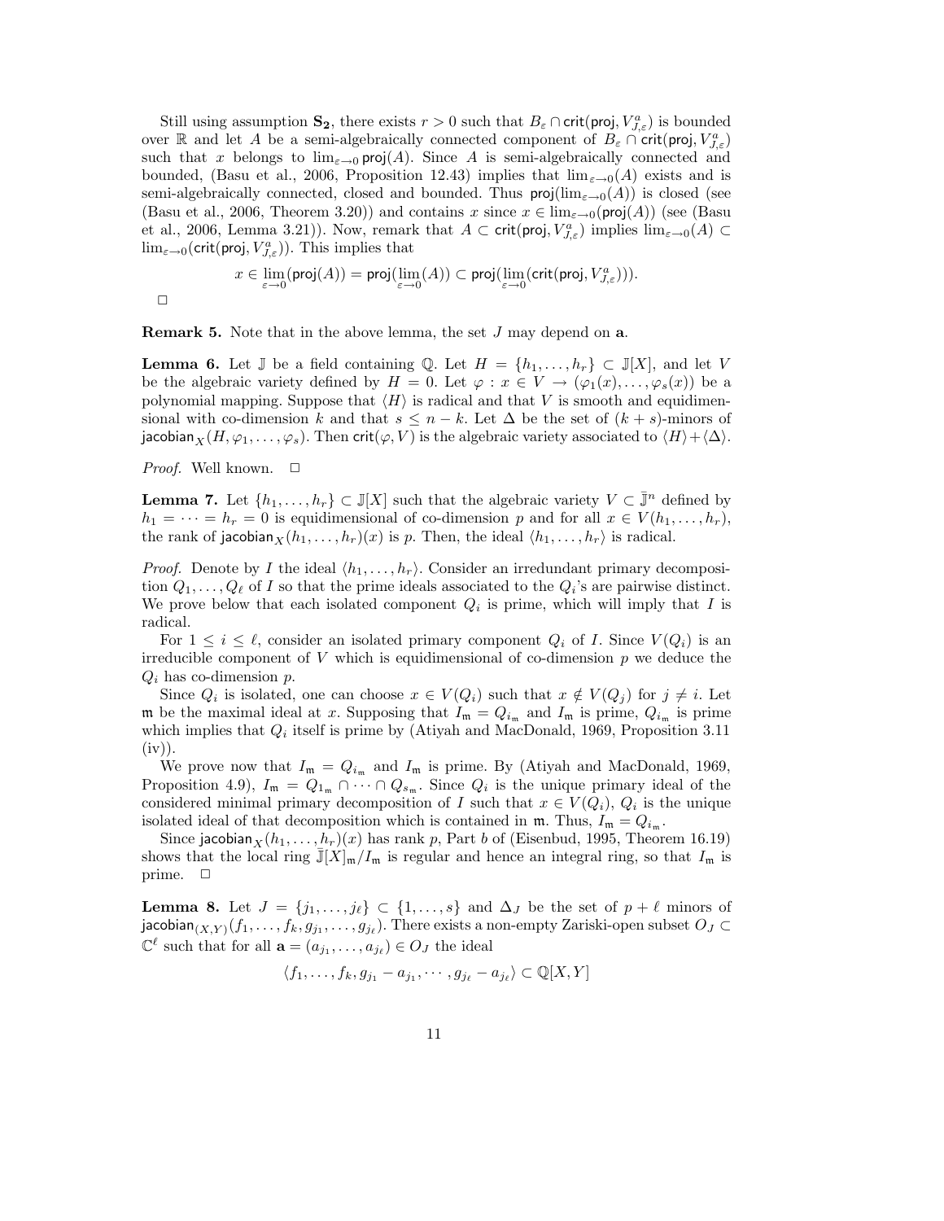Still using assumption $\mathbf{S_2}$, there exists $r > 0$ such that $B_\varepsilon \cap \mathsf{crit}(\mathsf{proj}, V^a_{J,\varepsilon})$ is bounded over $\mathbb{R}$ and let $A$ be a semi-algebraically connected component of $B_\varepsilon \cap \mathsf{crit}(\mathsf{proj}, V^a_{J,\varepsilon})$ such that $x$ belongs to $\lim_{\varepsilon\to 0} \mathsf{proj}(A)$. Since $A$ is semi-algebraically connected and bounded, (Basu et al., 2006, Proposition 12.43) implies that $\lim_{\varepsilon\to 0}(A)$ exists and is semi-algebraically connected, closed and bounded. Thus $\mathsf{proj}(\lim_{\varepsilon\to 0}(A))$ is closed (see (Basu et al., 2006, Theorem 3.20)) and contains $x$ since $x \in \lim_{\varepsilon\to 0}(\mathsf{proj}(A))$ (see (Basu et al., 2006, Lemma 3.21)). Now, remark that $A \subset \mathsf{crit}(\mathsf{proj}, V^a_{J,\varepsilon})$ implies $\lim_{\varepsilon\to 0}(A) \subset \lim_{\varepsilon\to 0}(\mathsf{crit}(\mathsf{proj}, V^a_{J,\varepsilon}))$. This implies that

$$x \in \lim_{\varepsilon\to 0}(\mathsf{proj}(A)) = \mathsf{proj}(\lim_{\varepsilon\to 0}(A)) \subset \mathsf{proj}(\lim_{\varepsilon\to 0}(\mathsf{crit}(\mathsf{proj}, V^a_{J,\varepsilon}))).$$

□

**Remark 5.** Note that in the above lemma, the set $J$ may depend on $\mathbf{a}$.

**Lemma 6.** Let $\mathbb{J}$ be a field containing $\mathbb{Q}$. Let $H = \{h_1, \dots, h_r\} \subset \mathbb{J}[X]$, and let $V$ be the algebraic variety defined by $H = 0$. Let $\varphi : x \in V \to (\varphi_1(x), \dots, \varphi_s(x))$ be a polynomial mapping. Suppose that $\langle H \rangle$ is radical and that $V$ is smooth and equidimensional with co-dimension $k$ and that $s \leq n - k$. Let $\Delta$ be the set of $(k+s)$-minors of $\mathsf{jacobian}_X(H, \varphi_1, \dots, \varphi_s)$. Then $\mathsf{crit}(\varphi, V)$ is the algebraic variety associated to $\langle H \rangle + \langle \Delta \rangle$.

*Proof.* Well known. □

**Lemma 7.** Let $\{h_1, \dots, h_r\} \subset \mathbb{J}[X]$ such that the algebraic variety $V \subset \bar{\mathbb{J}}^n$ defined by $h_1 = \dots = h_r = 0$ is equidimensional of co-dimension $p$ and for all $x \in V(h_1, \dots, h_r)$, the rank of $\mathsf{jacobian}_X(h_1, \dots, h_r)(x)$ is $p$. Then, the ideal $\langle h_1, \dots, h_r \rangle$ is radical.

*Proof.* Denote by $I$ the ideal $\langle h_1, \dots, h_r \rangle$. Consider an irredundant primary decomposition $Q_1, \dots, Q_\ell$ of $I$ so that the prime ideals associated to the $Q_i$'s are pairwise distinct. We prove below that each isolated component $Q_i$ is prime, which will imply that $I$ is radical.

For $1 \leq i \leq \ell$, consider an isolated primary component $Q_i$ of $I$. Since $V(Q_i)$ is an irreducible component of $V$ which is equidimensional of co-dimension $p$ we deduce the $Q_i$ has co-dimension $p$.

Since $Q_i$ is isolated, one can choose $x \in V(Q_i)$ such that $x \notin V(Q_j)$ for $j \neq i$. Let $\mathfrak{m}$ be the maximal ideal at $x$. Supposing that $I_\mathfrak{m} = Q_{i_\mathfrak{m}}$ and $I_\mathfrak{m}$ is prime, $Q_{i_\mathfrak{m}}$ is prime which implies that $Q_i$ itself is prime by (Atiyah and MacDonald, 1969, Proposition 3.11 (iv)).

We prove now that $I_\mathfrak{m} = Q_{i_\mathfrak{m}}$ and $I_\mathfrak{m}$ is prime. By (Atiyah and MacDonald, 1969, Proposition 4.9), $I_\mathfrak{m} = Q_{1_\mathfrak{m}} \cap \dots \cap Q_{s_\mathfrak{m}}$. Since $Q_i$ is the unique primary ideal of the considered minimal primary decomposition of $I$ such that $x \in V(Q_i)$, $Q_i$ is the unique isolated ideal of that decomposition which is contained in $\mathfrak{m}$. Thus, $I_\mathfrak{m} = Q_{i_\mathfrak{m}}$.

Since $\mathsf{jacobian}_X(h_1, \dots, h_r)(x)$ has rank $p$, Part $b$ of (Eisenbud, 1995, Theorem 16.19) shows that the local ring $\bar{\mathbb{J}}[X]_\mathfrak{m}/I_\mathfrak{m}$ is regular and hence an integral ring, so that $I_\mathfrak{m}$ is prime. □

**Lemma 8.** Let $J = \{j_1, \dots, j_\ell\} \subset \{1, \dots, s\}$ and $\Delta_J$ be the set of $p + \ell$ minors of $\mathsf{jacobian}_{(X,Y)}(f_1, \dots, f_k, g_{j_1}, \dots, g_{j_\ell})$. There exists a non-empty Zariski-open subset $O_J \subset \mathbb{C}^\ell$ such that for all $\mathbf{a} = (a_{j_1}, \dots, a_{j_\ell}) \in O_J$ the ideal

$$\langle f_1, \dots, f_k, g_{j_1} - a_{j_1}, \cdots, g_{j_\ell} - a_{j_\ell} \rangle \subset \mathbb{Q}[X, Y]$$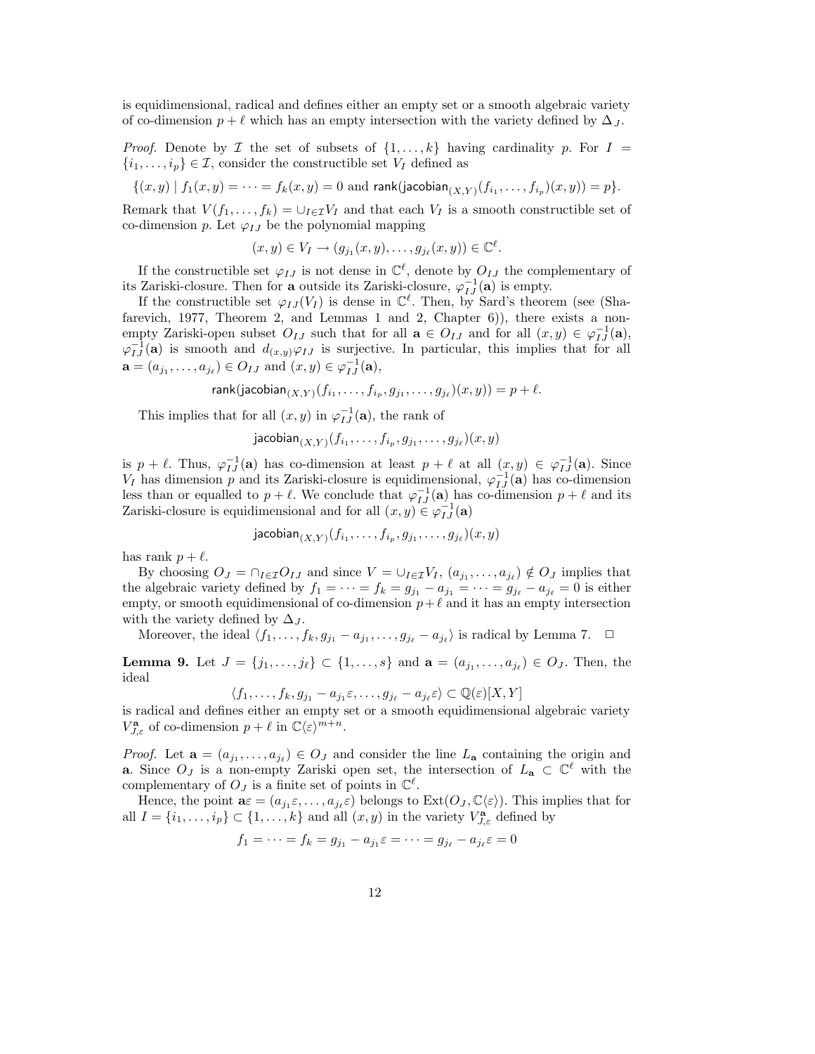is equidimensional, radical and defines either an empty set or a smooth algebraic variety of co-dimension $p + \ell$ which has an empty intersection with the variety defined by $\Delta_J$.

*Proof.* Denote by $\mathcal{I}$ the set of subsets of $\{1, \dots, k\}$ having cardinality $p$. For $I = \{i_1, \dots, i_p\} \in \mathcal{I}$, consider the constructible set $V_I$ defined as

$$\{(x, y) \mid f_1(x, y) = \cdots = f_k(x, y) = 0 \text{ and } \mathsf{rank}(\mathsf{jacobian}_{(X,Y)}(f_{i_1}, \dots, f_{i_p})(x, y)) = p\}.$$

Remark that $V(f_1, \dots, f_k) = \cup_{I \in \mathcal{I}} V_I$ and that each $V_I$ is a smooth constructible set of co-dimension $p$. Let $\varphi_{IJ}$ be the polynomial mapping

$$(x, y) \in V_I \to (g_{j_1}(x, y), \dots, g_{j_\ell}(x, y)) \in \mathbb{C}^\ell.$$

If the constructible set $\varphi_{IJ}$ is not dense in $\mathbb{C}^\ell$, denote by $O_{IJ}$ the complementary of its Zariski-closure. Then for $\mathbf{a}$ outside its Zariski-closure, $\varphi_{IJ}^{-1}(\mathbf{a})$ is empty.

If the constructible set $\varphi_{IJ}(V_I)$ is dense in $\mathbb{C}^\ell$. Then, by Sard's theorem (see (Shafarevich, 1977, Theorem 2, and Lemmas 1 and 2, Chapter 6)), there exists a non-empty Zariski-open subset $O_{IJ}$ such that for all $\mathbf{a} \in O_{IJ}$ and for all $(x, y) \in \varphi_{IJ}^{-1}(\mathbf{a})$, $\varphi_{IJ}^{-1}(\mathbf{a})$ is smooth and $d_{(x,y)}\varphi_{IJ}$ is surjective. In particular, this implies that for all $\mathbf{a} = (a_{j_1}, \dots, a_{j_\ell}) \in O_{IJ}$ and $(x, y) \in \varphi_{IJ}^{-1}(\mathbf{a})$,

$$\mathsf{rank}(\mathsf{jacobian}_{(X,Y)}(f_{i_1}, \dots, f_{i_p}, g_{j_1}, \dots, g_{j_\ell})(x, y)) = p + \ell.$$

This implies that for all $(x, y)$ in $\varphi_{IJ}^{-1}(\mathbf{a})$, the rank of

$$\mathsf{jacobian}_{(X,Y)}(f_{i_1}, \dots, f_{i_p}, g_{j_1}, \dots, g_{j_\ell})(x, y)$$

is $p + \ell$. Thus, $\varphi_{IJ}^{-1}(\mathbf{a})$ has co-dimension at least $p + \ell$ at all $(x, y) \in \varphi_{IJ}^{-1}(\mathbf{a})$. Since $V_I$ has dimension $p$ and its Zariski-closure is equidimensional, $\varphi_{IJ}^{-1}(\mathbf{a})$ has co-dimension less than or equalled to $p + \ell$. We conclude that $\varphi_{IJ}^{-1}(\mathbf{a})$ has co-dimension $p + \ell$ and its Zariski-closure is equidimensional and for all $(x, y) \in \varphi_{IJ}^{-1}(\mathbf{a})$

$$\mathsf{jacobian}_{(X,Y)}(f_{i_1}, \dots, f_{i_p}, g_{j_1}, \dots, g_{j_\ell})(x, y)$$

has rank $p + \ell$.

By choosing $O_J = \cap_{I \in \mathcal{I}} O_{IJ}$ and since $V = \cup_{I \in \mathcal{I}} V_I$, $(a_{j_1}, \dots, a_{j_\ell}) \notin O_J$ implies that the algebraic variety defined by $f_1 = \cdots = f_k = g_{j_1} - a_{j_1} = \cdots = g_{j_\ell} - a_{j_\ell} = 0$ is either empty, or smooth equidimensional of co-dimension $p + \ell$ and it has an empty intersection with the variety defined by $\Delta_J$.

Moreover, the ideal $\langle f_1, \dots, f_k, g_{j_1} - a_{j_1}, \dots, g_{j_\ell} - a_{j_\ell} \rangle$ is radical by Lemma 7. $\square$

**Lemma 9.** Let $J = \{j_1, \dots, j_\ell\} \subset \{1, \dots, s\}$ and $\mathbf{a} = (a_{j_1}, \dots, a_{j_\ell}) \in O_J$. Then, the ideal

$$\langle f_1, \dots, f_k, g_{j_1} - a_{j_1}\varepsilon, \dots, g_{j_\ell} - a_{j_\ell}\varepsilon \rangle \subset \mathbb{Q}(\varepsilon)[X, Y]$$

is radical and defines either an empty set or a smooth equidimensional algebraic variety $V_{J,\varepsilon}^{\mathbf{a}}$ of co-dimension $p + \ell$ in $\mathbb{C}\langle\varepsilon\rangle^{m+n}$.

*Proof.* Let $\mathbf{a} = (a_{j_1}, \dots, a_{j_\ell}) \in O_J$ and consider the line $L_{\mathbf{a}}$ containing the origin and $\mathbf{a}$. Since $O_J$ is a non-empty Zariski open set, the intersection of $L_{\mathbf{a}} \subset \mathbb{C}^\ell$ with the complementary of $O_J$ is a finite set of points in $\mathbb{C}^\ell$.

Hence, the point $\mathbf{a}\varepsilon = (a_{j_1}\varepsilon, \dots, a_{j_\ell}\varepsilon)$ belongs to $\mathrm{Ext}(O_J, \mathbb{C}\langle\varepsilon\rangle)$. This implies that for all $I = \{i_1, \dots, i_p\} \subset \{1, \dots, k\}$ and all $(x, y)$ in the variety $V_{J,\varepsilon}^{\mathbf{a}}$ defined by

$$f_1 = \cdots = f_k = g_{j_1} - a_{j_1}\varepsilon = \cdots = g_{j_\ell} - a_{j_\ell}\varepsilon = 0$$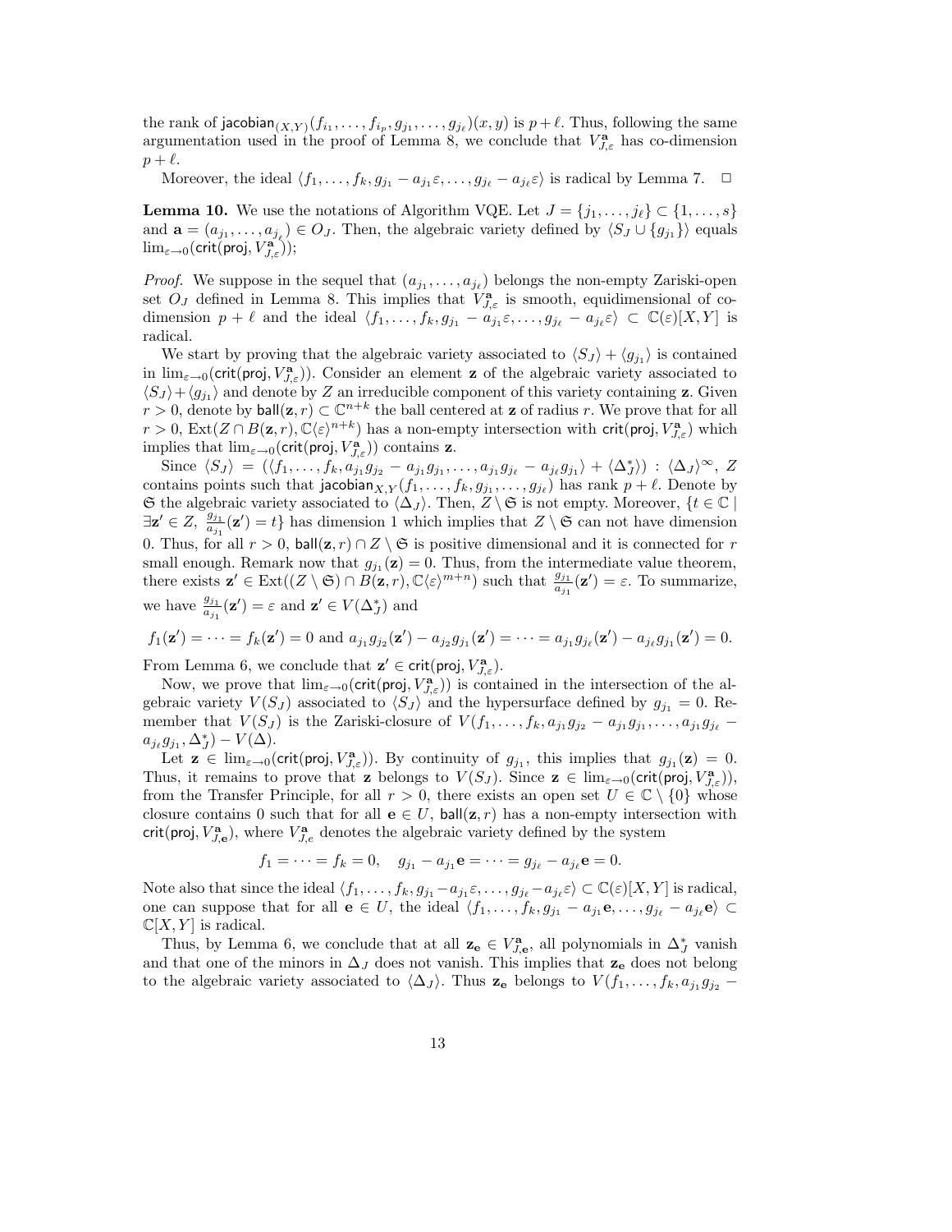the rank of $\mathsf{jacobian}_{(X,Y)}(f_{i_1}, \ldots, f_{i_p}, g_{j_1}, \ldots, g_{j_\ell})(x, y)$ is $p+\ell$. Thus, following the same argumentation used in the proof of Lemma 8, we conclude that $V^{\mathbf{a}}_{J,\varepsilon}$ has co-dimension $p + \ell$.

Moreover, the ideal $\langle f_1, \ldots, f_k, g_{j_1} - a_{j_1}\varepsilon, \ldots, g_{j_\ell} - a_{j_\ell}\varepsilon\rangle$ is radical by Lemma 7. $\square$

**Lemma 10.** We use the notations of Algorithm VQE. Let $J = \{j_1, \ldots, j_\ell\} \subset \{1, \ldots, s\}$ and $\mathbf{a} = (a_{j_1}, \ldots, a_{j_\ell}) \in O_J$. Then, the algebraic variety defined by $\langle S_J \cup \{g_{j_1}\}\rangle$ equals $\lim_{\varepsilon\to 0}(\mathsf{crit}(\mathsf{proj}, V^{\mathbf{a}}_{J,\varepsilon}))$;

*Proof.* We suppose in the sequel that $(a_{j_1}, \ldots, a_{j_\ell})$ belongs the non-empty Zariski-open set $O_J$ defined in Lemma 8. This implies that $V^{\mathbf{a}}_{J,\varepsilon}$ is smooth, equidimensional of co-dimension $p + \ell$ and the ideal $\langle f_1, \ldots, f_k, g_{j_1} - a_{j_1}\varepsilon, \ldots, g_{j_\ell} - a_{j_\ell}\varepsilon\rangle \subset \mathbb{C}(\varepsilon)[X, Y]$ is radical.

We start by proving that the algebraic variety associated to $\langle S_J\rangle + \langle g_{j_1}\rangle$ is contained in $\lim_{\varepsilon\to 0}(\mathsf{crit}(\mathsf{proj}, V^{\mathbf{a}}_{J,\varepsilon}))$. Consider an element $\mathbf{z}$ of the algebraic variety associated to $\langle S_J\rangle + \langle g_{j_1}\rangle$ and denote by $Z$ an irreducible component of this variety containing $\mathbf{z}$. Given $r > 0$, denote by $\mathsf{ball}(\mathbf{z}, r) \subset \mathbb{C}^{n+k}$ the ball centered at $\mathbf{z}$ of radius $r$. We prove that for all $r > 0$, $\mathrm{Ext}(Z \cap B(\mathbf{z}, r), \mathbb{C}\langle\varepsilon\rangle^{n+k})$ has a non-empty intersection with $\mathsf{crit}(\mathsf{proj}, V^{\mathbf{a}}_{J,\varepsilon})$ which implies that $\lim_{\varepsilon\to 0}(\mathsf{crit}(\mathsf{proj}, V^{\mathbf{a}}_{J,\varepsilon}))$ contains $\mathbf{z}$.

Since $\langle S_J\rangle = (\langle f_1, \ldots, f_k, a_{j_1}g_{j_2} - a_{j_2}g_{j_1}, \ldots, a_{j_1}g_{j_\ell} - a_{j_\ell}g_{j_1}\rangle + \langle\Delta^*_J\rangle) : \langle\Delta_J\rangle^\infty$, $Z$ contains points such that $\mathsf{jacobian}_{X,Y}(f_1, \ldots, f_k, g_{j_1}, \ldots, g_{j_\ell})$ has rank $p+\ell$. Denote by $\mathfrak{S}$ the algebraic variety associated to $\langle\Delta_J\rangle$. Then, $Z \setminus \mathfrak{S}$ is not empty. Moreover, $\{t \in \mathbb{C} \mid \exists \mathbf{z}' \in Z,\ \frac{g_{j_1}}{a_{j_1}}(\mathbf{z}') = t\}$ has dimension 1 which implies that $Z \setminus \mathfrak{S}$ can not have dimension 0. Thus, for all $r > 0$, $\mathsf{ball}(\mathbf{z}, r) \cap Z \setminus \mathfrak{S}$ is positive dimensional and it is connected for $r$ small enough. Remark now that $g_{j_1}(\mathbf{z}) = 0$. Thus, from the intermediate value theorem, there exists $\mathbf{z}' \in \mathrm{Ext}((Z \setminus \mathfrak{S}) \cap B(\mathbf{z}, r), \mathbb{C}\langle\varepsilon\rangle^{m+n})$ such that $\frac{g_{j_1}}{a_{j_1}}(\mathbf{z}') = \varepsilon$. To summarize, we have $\frac{g_{j_1}}{a_{j_1}}(\mathbf{z}') = \varepsilon$ and $\mathbf{z}' \in V(\Delta^*_J)$ and

$$f_1(\mathbf{z}') = \cdots = f_k(\mathbf{z}') = 0 \text{ and } a_{j_1}g_{j_2}(\mathbf{z}') - a_{j_2}g_{j_1}(\mathbf{z}') = \cdots = a_{j_1}g_{j_\ell}(\mathbf{z}') - a_{j_\ell}g_{j_1}(\mathbf{z}') = 0.$$

From Lemma 6, we conclude that $\mathbf{z}' \in \mathsf{crit}(\mathsf{proj}, V^{\mathbf{a}}_{J,\varepsilon})$.

Now, we prove that $\lim_{\varepsilon\to 0}(\mathsf{crit}(\mathsf{proj}, V^{\mathbf{a}}_{J,\varepsilon}))$ is contained in the intersection of the algebraic variety $V(S_J)$ associated to $\langle S_J\rangle$ and the hypersurface defined by $g_{j_1} = 0$. Remember that $V(S_J)$ is the Zariski-closure of $V(f_1, \ldots, f_k, a_{j_1}g_{j_2} - a_{j_1}g_{j_1}, \ldots, a_{j_1}g_{j_\ell} - a_{j_\ell}g_{j_1}, \Delta^*_J) - V(\Delta)$.

Let $\mathbf{z} \in \lim_{\varepsilon\to 0}(\mathsf{crit}(\mathsf{proj}, V^{\mathbf{a}}_{J,\varepsilon}))$. By continuity of $g_{j_1}$, this implies that $g_{j_1}(\mathbf{z}) = 0$. Thus, it remains to prove that $\mathbf{z}$ belongs to $V(S_J)$. Since $\mathbf{z} \in \lim_{\varepsilon\to 0}(\mathsf{crit}(\mathsf{proj}, V^{\mathbf{a}}_{J,\varepsilon}))$, from the Transfer Principle, for all $r > 0$, there exists an open set $U \in \mathbb{C} \setminus \{0\}$ whose closure contains 0 such that for all $\mathbf{e} \in U$, $\mathsf{ball}(\mathbf{z}, r)$ has a non-empty intersection with $\mathsf{crit}(\mathsf{proj}, V^{\mathbf{a}}_{J,\mathbf{e}})$, where $V^{\mathbf{a}}_{J,e}$ denotes the algebraic variety defined by the system

$$f_1 = \cdots = f_k = 0, \quad g_{j_1} - a_{j_1}\mathbf{e} = \cdots = g_{j_\ell} - a_{j_\ell}\mathbf{e} = 0.$$

Note also that since the ideal $\langle f_1, \ldots, f_k, g_{j_1} - a_{j_1}\varepsilon, \ldots, g_{j_\ell} - a_{j_\ell}\varepsilon\rangle \subset \mathbb{C}(\varepsilon)[X, Y]$ is radical, one can suppose that for all $\mathbf{e} \in U$, the ideal $\langle f_1, \ldots, f_k, g_{j_1} - a_{j_1}\mathbf{e}, \ldots, g_{j_\ell} - a_{j_\ell}\mathbf{e}\rangle \subset \mathbb{C}[X, Y]$ is radical.

Thus, by Lemma 6, we conclude that at all $\mathbf{z_e} \in V^{\mathbf{a}}_{J,\mathbf{e}}$, all polynomials in $\Delta^*_J$ vanish and that one of the minors in $\Delta_J$ does not vanish. This implies that $\mathbf{z_e}$ does not belong to the algebraic variety associated to $\langle\Delta_J\rangle$. Thus $\mathbf{z_e}$ belongs to $V(f_1, \ldots, f_k, a_{j_1}g_{j_2} -$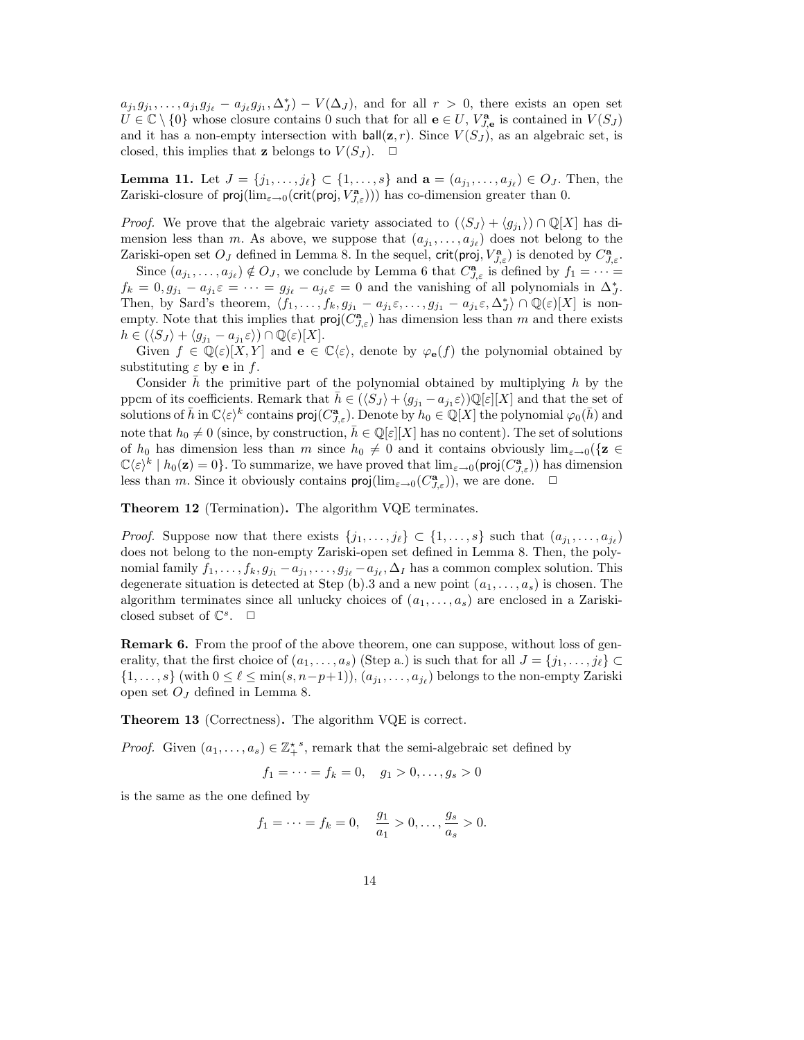$a_{j_1}g_{j_1}, \ldots, a_{j_1}g_{j_\ell} - a_{j_\ell}g_{j_1}, \Delta_J^*) - V(\Delta_J)$, and for all $r > 0$, there exists an open set $U \in \mathbb{C} \setminus \{0\}$ whose closure contains 0 such that for all $\mathbf{e} \in U$, $V_{J,\mathbf{e}}^{\mathbf{a}}$ is contained in $V(S_J)$ and it has a non-empty intersection with $\mathsf{ball}(\mathbf{z}, r)$. Since $V(S_J)$, as an algebraic set, is closed, this implies that $\mathbf{z}$ belongs to $V(S_J)$. $\square$

**Lemma 11.** Let $J = \{j_1, \ldots, j_\ell\} \subset \{1, \ldots, s\}$ and $\mathbf{a} = (a_{j_1}, \ldots, a_{j_\ell}) \in O_J$. Then, the Zariski-closure of $\mathsf{proj}(\lim_{\varepsilon \to 0}(\mathsf{crit}(\mathsf{proj}, V_{J,\varepsilon}^{\mathbf{a}})))$ has co-dimension greater than 0.

*Proof.* We prove that the algebraic variety associated to $(\langle S_J \rangle + \langle g_{j_1} \rangle) \cap \mathbb{Q}[X]$ has dimension less than $m$. As above, we suppose that $(a_{j_1}, \ldots, a_{j_\ell})$ does not belong to the Zariski-open set $O_J$ defined in Lemma 8. In the sequel, $\mathsf{crit}(\mathsf{proj}, V_{J,\varepsilon}^{\mathbf{a}})$ is denoted by $C_{J,\varepsilon}^{\mathbf{a}}$.

Since $(a_{j_1}, \ldots, a_{j_\ell}) \notin O_J$, we conclude by Lemma 6 that $C_{J,\varepsilon}^{\mathbf{a}}$ is defined by $f_1 = \cdots = f_k = 0, g_{j_1} - a_{j_1}\varepsilon = \cdots = g_{j_\ell} - a_{j_\ell}\varepsilon = 0$ and the vanishing of all polynomials in $\Delta_J^*$. Then, by Sard's theorem, $\langle f_1, \ldots, f_k, g_{j_1} - a_{j_1}\varepsilon, \ldots, g_{j_1} - a_{j_1}\varepsilon, \Delta_J^* \rangle \cap \mathbb{Q}(\varepsilon)[X]$ is non-empty. Note that this implies that $\mathsf{proj}(C_{J,\varepsilon}^{\mathbf{a}})$ has dimension less than $m$ and there exists $h \in (\langle S_J \rangle + \langle g_{j_1} - a_{j_1}\varepsilon \rangle) \cap \mathbb{Q}(\varepsilon)[X]$.

Given $f \in \mathbb{Q}(\varepsilon)[X, Y]$ and $\mathbf{e} \in \mathbb{C}\langle\varepsilon\rangle$, denote by $\varphi_{\mathbf{e}}(f)$ the polynomial obtained by substituting $\varepsilon$ by $\mathbf{e}$ in $f$.

Consider $\bar{h}$ the primitive part of the polynomial obtained by multiplying $h$ by the ppcm of its coefficients. Remark that $\bar{h} \in (\langle S_J \rangle + \langle g_{j_1} - a_{j_1}\varepsilon \rangle)\mathbb{Q}[\varepsilon][X]$ and that the set of solutions of $\bar{h}$ in $\mathbb{C}\langle\varepsilon\rangle^k$ contains $\mathsf{proj}(C_{J,\varepsilon}^{\mathbf{a}})$. Denote by $h_0 \in \mathbb{Q}[X]$ the polynomial $\varphi_0(\bar{h})$ and note that $h_0 \neq 0$ (since, by construction, $\bar{h} \in \mathbb{Q}[\varepsilon][X]$ has no content). The set of solutions of $h_0$ has dimension less than $m$ since $h_0 \neq 0$ and it contains obviously $\lim_{\varepsilon \to 0}(\{\mathbf{z} \in \mathbb{C}\langle\varepsilon\rangle^k \mid h_0(\mathbf{z}) = 0\}$. To summarize, we have proved that $\lim_{\varepsilon \to 0}(\mathsf{proj}(C_{J,\varepsilon}^{\mathbf{a}}))$ has dimension less than $m$. Since it obviously contains $\mathsf{proj}(\lim_{\varepsilon \to 0}(C_{J,\varepsilon}^{\mathbf{a}}))$, we are done. $\square$

**Theorem 12** (Termination)**.** The algorithm VQE terminates.

*Proof.* Suppose now that there exists $\{j_1, \ldots, j_\ell\} \subset \{1, \ldots, s\}$ such that $(a_{j_1}, \ldots, a_{j_\ell})$ does not belong to the non-empty Zariski-open set defined in Lemma 8. Then, the polynomial family $f_1, \ldots, f_k, g_{j_1} - a_{j_1}, \ldots, g_{j_\ell} - a_{j_\ell}, \Delta_I$ has a common complex solution. This degenerate situation is detected at Step (b).3 and a new point $(a_1, \ldots, a_s)$ is chosen. The algorithm terminates since all unlucky choices of $(a_1, \ldots, a_s)$ are enclosed in a Zariski-closed subset of $\mathbb{C}^s$. $\square$

**Remark 6.** From the proof of the above theorem, one can suppose, without loss of generality, that the first choice of $(a_1, \ldots, a_s)$ (Step a.) is such that for all $J = \{j_1, \ldots, j_\ell\} \subset \{1, \ldots, s\}$ (with $0 \leq \ell \leq \min(s, n-p+1)$), $(a_{j_1}, \ldots, a_{j_\ell})$ belongs to the non-empty Zariski open set $O_J$ defined in Lemma 8.

**Theorem 13** (Correctness)**.** The algorithm VQE is correct.

*Proof.* Given $(a_1, \ldots, a_s) \in {\mathbb{Z}_+^\star}^s$, remark that the semi-algebraic set defined by

$$f_1 = \cdots = f_k = 0, \quad g_1 > 0, \ldots, g_s > 0$$

is the same as the one defined by

$$f_1 = \cdots = f_k = 0, \quad \frac{g_1}{a_1} > 0, \ldots, \frac{g_s}{a_s} > 0.$$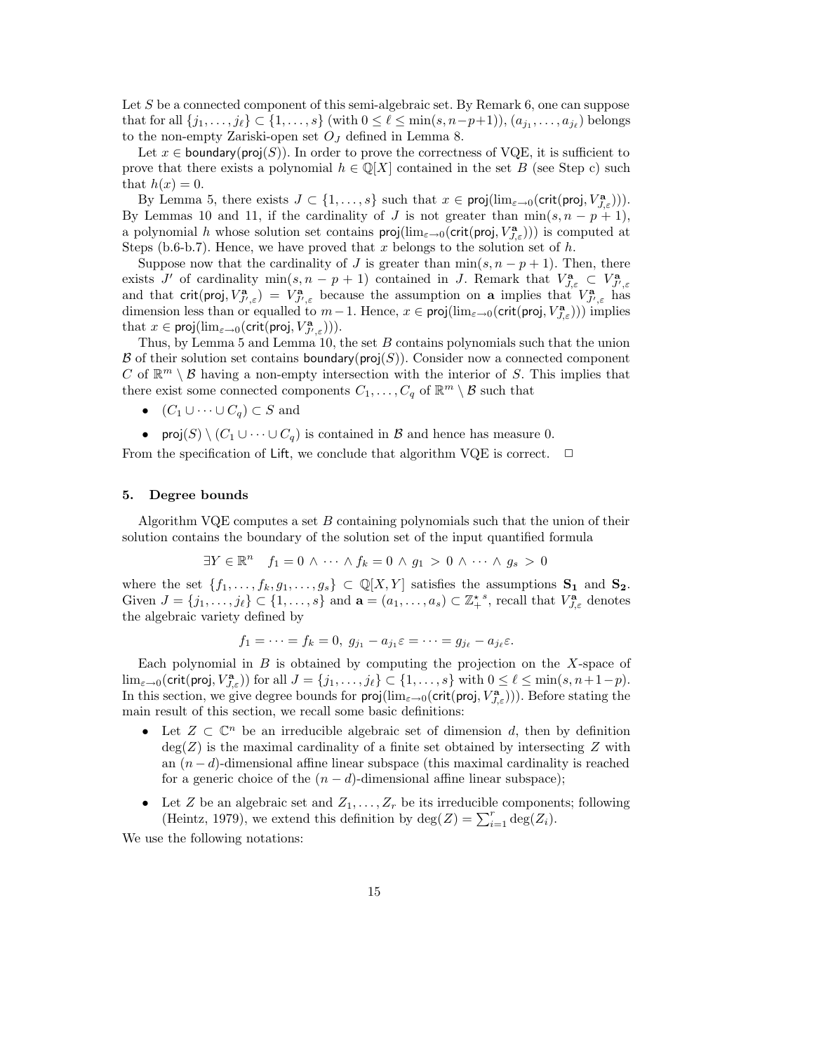Let $S$ be a connected component of this semi-algebraic set. By Remark 6, one can suppose that for all $\{j_1, \ldots, j_\ell\} \subset \{1, \ldots, s\}$ (with $0 \leq \ell \leq \min(s, n-p+1)$), $(a_{j_1}, \ldots, a_{j_\ell})$ belongs to the non-empty Zariski-open set $O_J$ defined in Lemma 8.

Let $x \in \mathsf{boundary}(\mathsf{proj}(S))$. In order to prove the correctness of VQE, it is sufficient to prove that there exists a polynomial $h \in \mathbb{Q}[X]$ contained in the set $B$ (see Step c) such that $h(x) = 0$.

By Lemma 5, there exists $J \subset \{1, \ldots, s\}$ such that $x \in \mathsf{proj}(\lim_{\varepsilon \to 0}(\mathsf{crit}(\mathsf{proj}, V^{\mathbf{a}}_{J,\varepsilon})))$. By Lemmas 10 and 11, if the cardinality of $J$ is not greater than $\min(s, n-p+1)$, a polynomial $h$ whose solution set contains $\mathsf{proj}(\lim_{\varepsilon \to 0}(\mathsf{crit}(\mathsf{proj}, V^{\mathbf{a}}_{J,\varepsilon})))$ is computed at Steps (b.6-b.7). Hence, we have proved that $x$ belongs to the solution set of $h$.

Suppose now that the cardinality of $J$ is greater than $\min(s, n-p+1)$. Then, there exists $J'$ of cardinality $\min(s, n-p+1)$ contained in $J$. Remark that $V^{\mathbf{a}}_{J,\varepsilon} \subset V^{\mathbf{a}}_{J',\varepsilon}$ and that $\mathsf{crit}(\mathsf{proj}, V^{\mathbf{a}}_{J',\varepsilon}) = V^{\mathbf{a}}_{J',\varepsilon}$ because the assumption on $\mathbf{a}$ implies that $V^{\mathbf{a}}_{J',\varepsilon}$ has dimension less than or equalled to $m-1$. Hence, $x \in \mathsf{proj}(\lim_{\varepsilon \to 0}(\mathsf{crit}(\mathsf{proj}, V^{\mathbf{a}}_{J,\varepsilon})))$ implies that $x \in \mathsf{proj}(\lim_{\varepsilon \to 0}(\mathsf{crit}(\mathsf{proj}, V^{\mathbf{a}}_{J',\varepsilon})))$.

Thus, by Lemma 5 and Lemma 10, the set $B$ contains polynomials such that the union $\mathcal{B}$ of their solution sets contains $\mathsf{boundary}(\mathsf{proj}(S))$. Consider now a connected component $C$ of $\mathbb{R}^m \setminus \mathcal{B}$ having a non-empty intersection with the interior of $S$. This implies that there exist some connected components $C_1, \ldots, C_q$ of $\mathbb{R}^m \setminus \mathcal{B}$ such that

- $(C_1 \cup \cdots \cup C_q) \subset S$ and
- $\mathsf{proj}(S) \setminus (C_1 \cup \cdots \cup C_q)$ is contained in $\mathcal{B}$ and hence has measure 0.

From the specification of $\mathsf{Lift}$, we conclude that algorithm VQE is correct. $\square$

## 5. Degree bounds

Algorithm VQE computes a set $B$ containing polynomials such that the union of their solution contains the boundary of the solution set of the input quantified formula

$$\exists Y \in \mathbb{R}^n \quad f_1 = 0 \wedge \cdots \wedge f_k = 0 \wedge g_1 > 0 \wedge \cdots \wedge g_s > 0$$

where the set $\{f_1, \ldots, f_k, g_1, \ldots, g_s\} \subset \mathbb{Q}[X, Y]$ satisfies the assumptions $\mathbf{S_1}$ and $\mathbf{S_2}$. Given $J = \{j_1, \ldots, j_\ell\} \subset \{1, \ldots, s\}$ and $\mathbf{a} = (a_1, \ldots, a_s) \subset \mathbb{Z}_+^{\star\, s}$, recall that $V^{\mathbf{a}}_{J,\varepsilon}$ denotes the algebraic variety defined by

$$f_1 = \cdots = f_k = 0,\ g_{j_1} - a_{j_1}\varepsilon = \cdots = g_{j_\ell} - a_{j_\ell}\varepsilon.$$

Each polynomial in $B$ is obtained by computing the projection on the $X$-space of $\lim_{\varepsilon \to 0}(\mathsf{crit}(\mathsf{proj}, V^{\mathbf{a}}_{J,\varepsilon}))$ for all $J = \{j_1, \ldots, j_\ell\} \subset \{1, \ldots, s\}$ with $0 \leq \ell \leq \min(s, n+1-p)$. In this section, we give degree bounds for $\mathsf{proj}(\lim_{\varepsilon \to 0}(\mathsf{crit}(\mathsf{proj}, V^{\mathbf{a}}_{J,\varepsilon})))$. Before stating the main result of this section, we recall some basic definitions:

- Let $Z \subset \mathbb{C}^n$ be an irreducible algebraic set of dimension $d$, then by definition $\deg(Z)$ is the maximal cardinality of a finite set obtained by intersecting $Z$ with an $(n-d)$-dimensional affine linear subspace (this maximal cardinality is reached for a generic choice of the $(n-d)$-dimensional affine linear subspace);
- Let $Z$ be an algebraic set and $Z_1, \ldots, Z_r$ be its irreducible components; following (Heintz, 1979), we extend this definition by $\deg(Z) = \sum_{i=1}^{r} \deg(Z_i)$.

We use the following notations: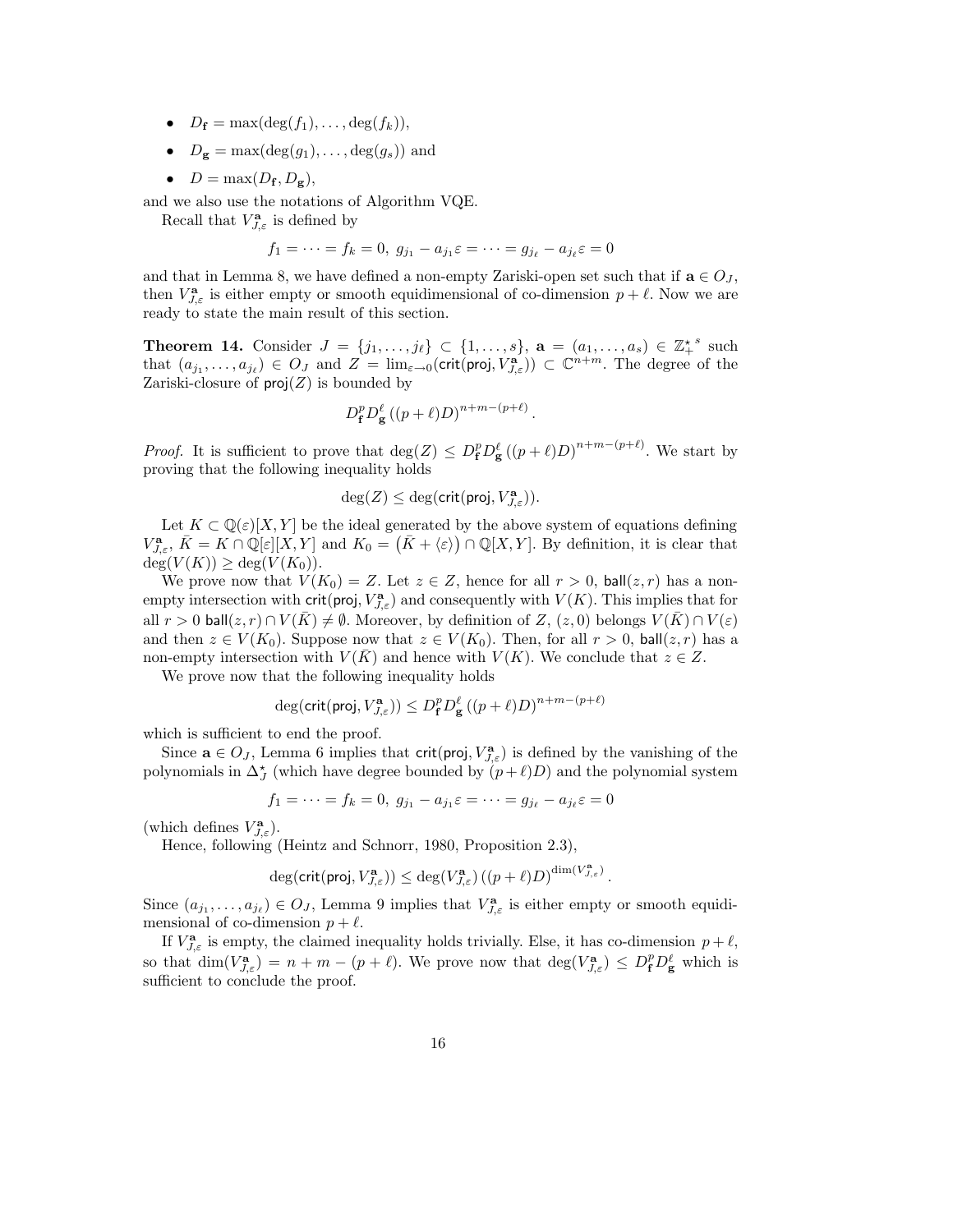- $D_{\mathbf{f}} = \max(\deg(f_1), \ldots, \deg(f_k))$,
- $D_{\mathbf{g}} = \max(\deg(g_1), \ldots, \deg(g_s))$ and
- $D = \max(D_{\mathbf{f}}, D_{\mathbf{g}})$,

and we also use the notations of Algorithm VQE.

Recall that $V^{\mathbf{a}}_{J,\varepsilon}$ is defined by

$$f_1 = \cdots = f_k = 0,\ g_{j_1} - a_{j_1}\varepsilon = \cdots = g_{j_\ell} - a_{j_\ell}\varepsilon = 0$$

and that in Lemma 8, we have defined a non-empty Zariski-open set such that if $\mathbf{a} \in O_J$, then $V^{\mathbf{a}}_{J,\varepsilon}$ is either empty or smooth equidimensional of co-dimension $p + \ell$. Now we are ready to state the main result of this section.

**Theorem 14.** Consider $J = \{j_1, \ldots, j_\ell\} \subset \{1, \ldots, s\}$, $\mathbf{a} = (a_1, \ldots, a_s) \in {\mathbb{Z}_+^\star}^s$ such that $(a_{j_1}, \ldots, a_{j_\ell}) \in O_J$ and $Z = \lim_{\varepsilon \to 0}(\mathsf{crit}(\mathsf{proj}, V^{\mathbf{a}}_{J,\varepsilon})) \subset \mathbb{C}^{n+m}$. The degree of the Zariski-closure of $\mathsf{proj}(Z)$ is bounded by

$$D_{\mathbf{f}}^p D_{\mathbf{g}}^\ell \left((p+\ell)D\right)^{n+m-(p+\ell)}.$$

*Proof.* It is sufficient to prove that $\deg(Z) \leq D_{\mathbf{f}}^p D_{\mathbf{g}}^\ell \left((p+\ell)D\right)^{n+m-(p+\ell)}$. We start by proving that the following inequality holds

$$\deg(Z) \leq \deg(\mathsf{crit}(\mathsf{proj}, V^{\mathbf{a}}_{J,\varepsilon})).$$

Let $K \subset \mathbb{Q}(\varepsilon)[X, Y]$ be the ideal generated by the above system of equations defining $V^{\mathbf{a}}_{J,\varepsilon}$, $\bar{K} = K \cap \mathbb{Q}[\varepsilon][X, Y]$ and $K_0 = \left(\bar{K} + \langle\varepsilon\rangle\right) \cap \mathbb{Q}[X, Y]$. By definition, it is clear that $\deg(V(K)) \geq \deg(V(K_0))$.

We prove now that $V(K_0) = Z$. Let $z \in Z$, hence for all $r > 0$, $\mathsf{ball}(z, r)$ has a non-empty intersection with $\mathsf{crit}(\mathsf{proj}, V^{\mathbf{a}}_{J,\varepsilon})$ and consequently with $V(K)$. This implies that for all $r > 0$ $\mathsf{ball}(z, r) \cap V(\bar{K}) \neq \emptyset$. Moreover, by definition of $Z$, $(z, 0)$ belongs $V(\bar{K}) \cap V(\varepsilon)$ and then $z \in V(K_0)$. Suppose now that $z \in V(K_0)$. Then, for all $r > 0$, $\mathsf{ball}(z, r)$ has a non-empty intersection with $V(\bar{K})$ and hence with $V(K)$. We conclude that $z \in Z$.

We prove now that the following inequality holds

$$\deg(\mathsf{crit}(\mathsf{proj}, V^{\mathbf{a}}_{J,\varepsilon})) \leq D_{\mathbf{f}}^p D_{\mathbf{g}}^\ell \left((p+\ell)D\right)^{n+m-(p+\ell)}$$

which is sufficient to end the proof.

Since $\mathbf{a} \in O_J$, Lemma 6 implies that $\mathsf{crit}(\mathsf{proj}, V^{\mathbf{a}}_{J,\varepsilon})$ is defined by the vanishing of the polynomials in $\Delta^\star_J$ (which have degree bounded by $(p+\ell)D$) and the polynomial system

$$f_1 = \cdots = f_k = 0,\ g_{j_1} - a_{j_1}\varepsilon = \cdots = g_{j_\ell} - a_{j_\ell}\varepsilon = 0$$

(which defines $V^{\mathbf{a}}_{J,\varepsilon}$).

Hence, following (Heintz and Schnorr, 1980, Proposition 2.3),

$$\deg(\mathsf{crit}(\mathsf{proj}, V^{\mathbf{a}}_{J,\varepsilon})) \leq \deg(V^{\mathbf{a}}_{J,\varepsilon}) \left((p+\ell)D\right)^{\dim(V^{\mathbf{a}}_{J,\varepsilon})}.$$

Since $(a_{j_1}, \ldots, a_{j_\ell}) \in O_J$, Lemma 9 implies that $V^{\mathbf{a}}_{J,\varepsilon}$ is either empty or smooth equidimensional of co-dimension $p + \ell$.

If $V^{\mathbf{a}}_{J,\varepsilon}$ is empty, the claimed inequality holds trivially. Else, it has co-dimension $p + \ell$, so that $\dim(V^{\mathbf{a}}_{J,\varepsilon}) = n + m - (p + \ell)$. We prove now that $\deg(V^{\mathbf{a}}_{J,\varepsilon}) \leq D_{\mathbf{f}}^p D_{\mathbf{g}}^\ell$ which is sufficient to conclude the proof.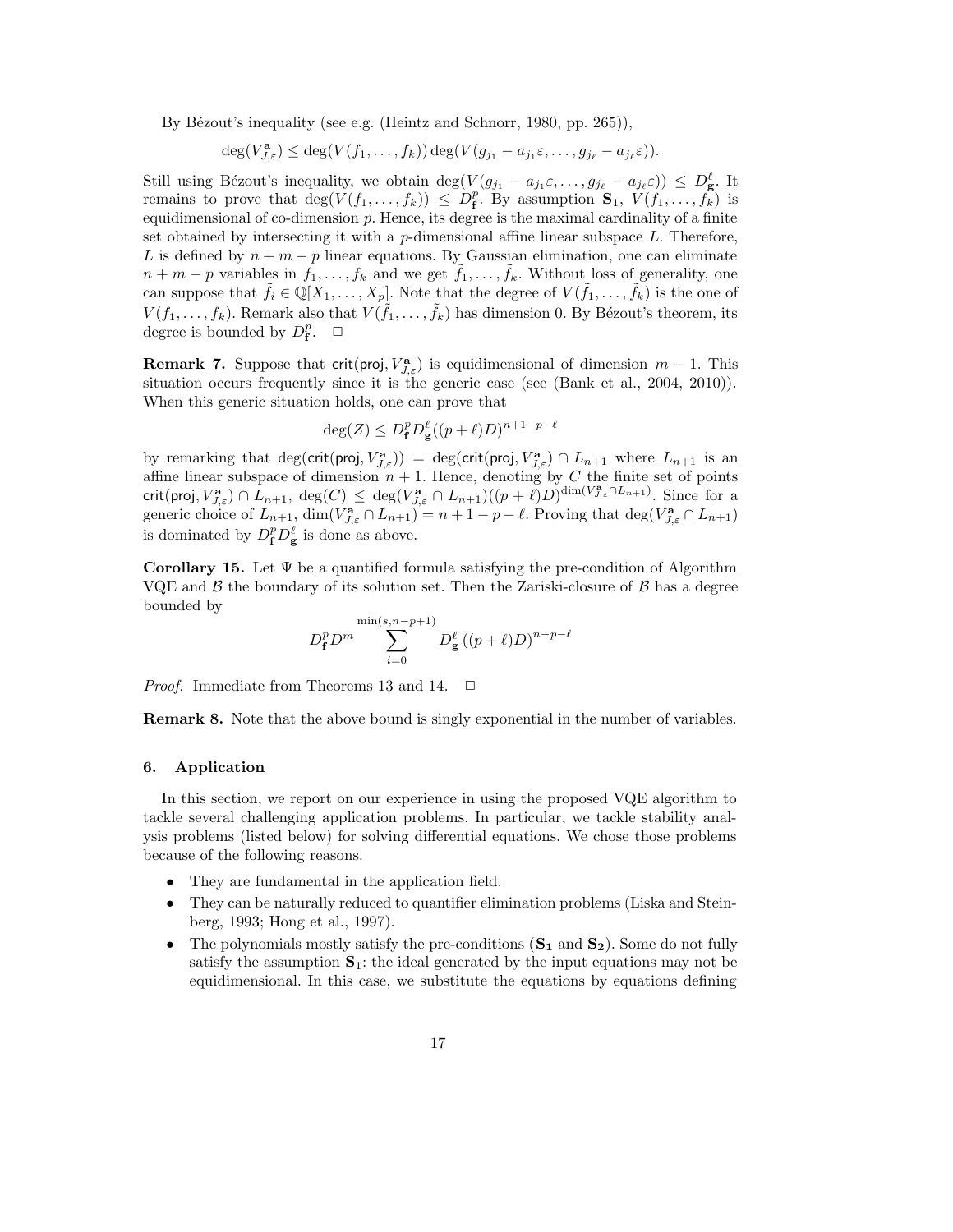By Bézout's inequality (see e.g. (Heintz and Schnorr, 1980, pp. 265)),

$$\deg(V^{\mathbf{a}}_{J,\varepsilon}) \leq \deg(V(f_1,\ldots,f_k))\deg(V(g_{j_1}-a_{j_1}\varepsilon,\ldots,g_{j_\ell}-a_{j_\ell}\varepsilon)).$$

Still using Bézout's inequality, we obtain $\deg(V(g_{j_1}-a_{j_1}\varepsilon,\ldots,g_{j_\ell}-a_{j_\ell}\varepsilon)) \leq D^{\ell}_{\mathbf{g}}$. It remains to prove that $\deg(V(f_1,\ldots,f_k)) \leq D^{p}_{\mathbf{f}}$. By assumption $\mathbf{S}_1$, $V(f_1,\ldots,f_k)$ is equidimensional of co-dimension $p$. Hence, its degree is the maximal cardinality of a finite set obtained by intersecting it with a $p$-dimensional affine linear subspace $L$. Therefore, $L$ is defined by $n+m-p$ linear equations. By Gaussian elimination, one can eliminate $n+m-p$ variables in $f_1,\ldots,f_k$ and we get $\tilde{f}_1,\ldots,\tilde{f}_k$. Without loss of generality, one can suppose that $\tilde{f}_i \in \mathbb{Q}[X_1,\ldots,X_p]$. Note that the degree of $V(\tilde{f}_1,\ldots,\tilde{f}_k)$ is the one of $V(f_1,\ldots,f_k)$. Remark also that $V(\tilde{f}_1,\ldots,\tilde{f}_k)$ has dimension 0. By Bézout's theorem, its degree is bounded by $D^{p}_{\mathbf{f}}$. $\square$

**Remark 7.** Suppose that $\mathsf{crit}(\mathsf{proj}, V^{\mathbf{a}}_{J,\varepsilon})$ is equidimensional of dimension $m-1$. This situation occurs frequently since it is the generic case (see (Bank et al., 2004, 2010)). When this generic situation holds, one can prove that

$$\deg(Z) \leq D^{p}_{\mathbf{f}} D^{\ell}_{\mathbf{g}}((p+\ell)D)^{n+1-p-\ell}$$

by remarking that $\deg(\mathsf{crit}(\mathsf{proj}, V^{\mathbf{a}}_{J,\varepsilon})) = \deg(\mathsf{crit}(\mathsf{proj}, V^{\mathbf{a}}_{J,\varepsilon}) \cap L_{n+1}$ where $L_{n+1}$ is an affine linear subspace of dimension $n+1$. Hence, denoting by $C$ the finite set of points $\mathsf{crit}(\mathsf{proj}, V^{\mathbf{a}}_{J,\varepsilon}) \cap L_{n+1}$, $\deg(C) \leq \deg(V^{\mathbf{a}}_{J,\varepsilon} \cap L_{n+1})((p+\ell)D)^{\dim(V^{\mathbf{a}}_{J,\varepsilon}\cap L_{n+1})}$. Since for a generic choice of $L_{n+1}$, $\dim(V^{\mathbf{a}}_{J,\varepsilon} \cap L_{n+1}) = n+1-p-\ell$. Proving that $\deg(V^{\mathbf{a}}_{J,\varepsilon} \cap L_{n+1})$ is dominated by $D^{p}_{\mathbf{f}} D^{\ell}_{\mathbf{g}}$ is done as above.

**Corollary 15.** Let $\Psi$ be a quantified formula satisfying the pre-condition of Algorithm VQE and $\mathcal{B}$ the boundary of its solution set. Then the Zariski-closure of $\mathcal{B}$ has a degree bounded by

$$D^{p}_{\mathbf{f}} D^{m} \sum_{i=0}^{\min(s,n-p+1)} D^{\ell}_{\mathbf{g}}\left((p+\ell)D\right)^{n-p-\ell}$$

*Proof.* Immediate from Theorems 13 and 14. $\square$

**Remark 8.** Note that the above bound is singly exponential in the number of variables.

## 6. Application

In this section, we report on our experience in using the proposed VQE algorithm to tackle several challenging application problems. In particular, we tackle stability analysis problems (listed below) for solving differential equations. We chose those problems because of the following reasons.

- They are fundamental in the application field.
- They can be naturally reduced to quantifier elimination problems (Liska and Steinberg, 1993; Hong et al., 1997).
- The polynomials mostly satisfy the pre-conditions ($\mathbf{S_1}$ and $\mathbf{S_2}$). Some do not fully satisfy the assumption $\mathbf{S}_1$: the ideal generated by the input equations may not be equidimensional. In this case, we substitute the equations by equations defining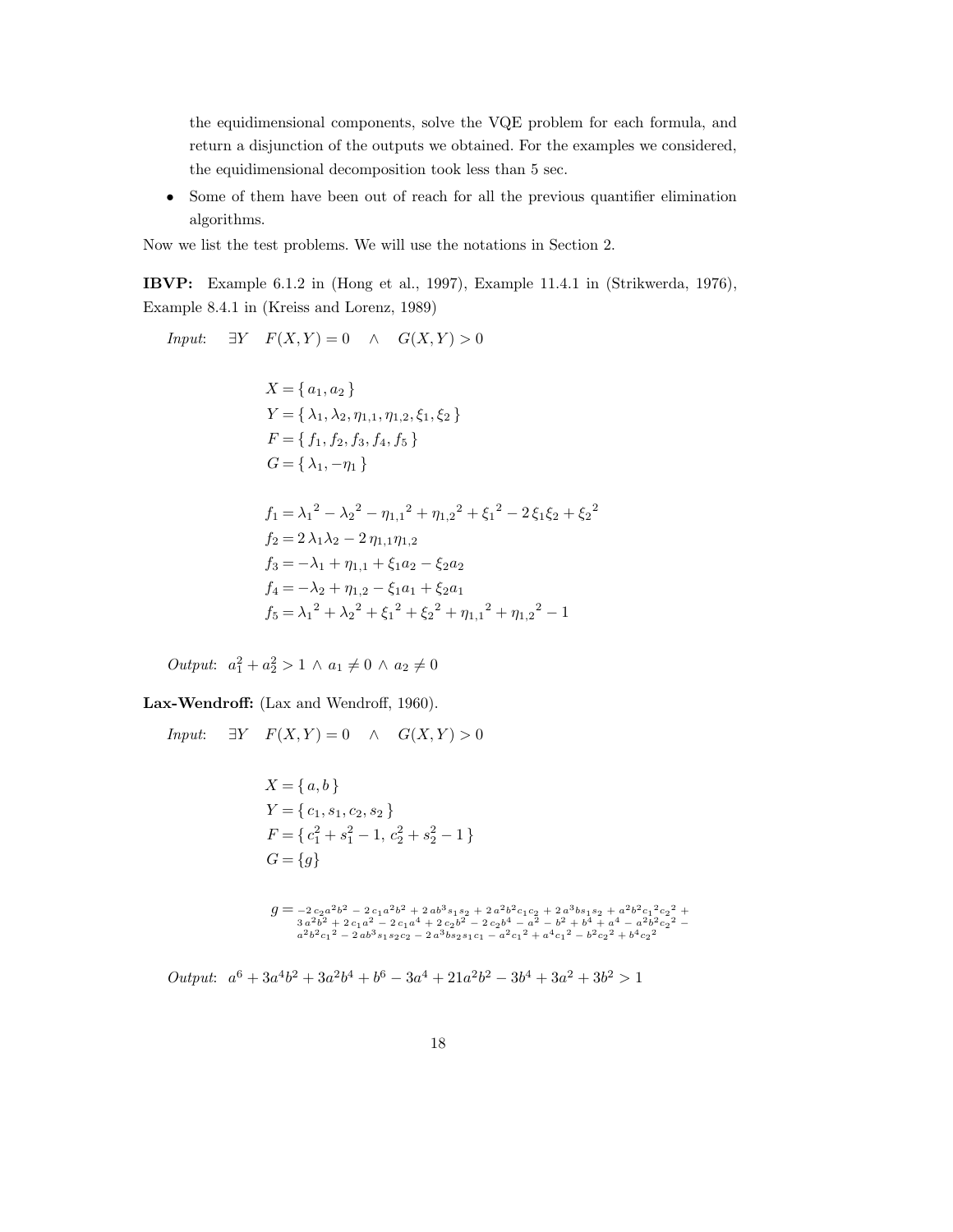the equidimensional components, solve the VQE problem for each formula, and return a disjunction of the outputs we obtained. For the examples we considered, the equidimensional decomposition took less than 5 sec.

- Some of them have been out of reach for all the previous quantifier elimination algorithms.

Now we list the test problems. We will use the notations in Section 2.

**IBVP:** Example 6.1.2 in (Hong et al., 1997), Example 11.4.1 in (Strikwerda, 1976), Example 8.4.1 in (Kreiss and Lorenz, 1989)

*Input*: $\exists Y \quad F(X,Y) = 0 \quad \wedge \quad G(X,Y) > 0$

$$X = \{\, a_1, a_2 \,\}$$
$$Y = \{\, \lambda_1, \lambda_2, \eta_{1,1}, \eta_{1,2}, \xi_1, \xi_2 \,\}$$
$$F = \{\, f_1, f_2, f_3, f_4, f_5 \,\}$$
$$G = \{\, \lambda_1, -\eta_1 \,\}$$

$$f_1 = {\lambda_1}^2 - {\lambda_2}^2 - {\eta_{1,1}}^2 + {\eta_{1,2}}^2 + {\xi_1}^2 - 2\,\xi_1\xi_2 + {\xi_2}^2$$
$$f_2 = 2\,\lambda_1\lambda_2 - 2\,\eta_{1,1}\eta_{1,2}$$
$$f_3 = -\lambda_1 + \eta_{1,1} + \xi_1 a_2 - \xi_2 a_2$$
$$f_4 = -\lambda_2 + \eta_{1,2} - \xi_1 a_1 + \xi_2 a_1$$
$$f_5 = {\lambda_1}^2 + {\lambda_2}^2 + {\xi_1}^2 + {\xi_2}^2 + {\eta_{1,1}}^2 + {\eta_{1,2}}^2 - 1$$

*Output*: $a_1^2 + a_2^2 > 1 \wedge a_1 \neq 0 \wedge a_2 \neq 0$

**Lax-Wendroff:** (Lax and Wendroff, 1960).

*Input*: $\exists Y \quad F(X,Y) = 0 \quad \wedge \quad G(X,Y) > 0$

$$X = \{\, a, b \,\}$$
$$Y = \{\, c_1, s_1, c_2, s_2 \,\}$$
$$F = \{\, c_1^2 + s_1^2 - 1,\ c_2^2 + s_2^2 - 1 \,\}$$
$$G = \{g\}$$

$$g = -2\,c_2a^2b^2 - 2\,c_1a^2b^2 + 2\,ab^3s_1s_2 + 2\,a^2b^2c_1c_2 + 2\,a^3bs_1s_2 + a^2b^2{c_1}^2{c_2}^2 + 3\,a^2b^2 + 2\,c_1a^2 - 2\,c_1a^4 + 2\,c_2b^2 - 2\,c_2b^4 - a^2 - b^2 + b^4 + a^4 - a^2b^2{c_2}^2 - a^2b^2{c_1}^2 - 2\,ab^3s_1s_2c_2 - 2\,a^3bs_2s_1c_1 - a^2{c_1}^2 + a^4{c_1}^2 - b^2{c_2}^2 + b^4{c_2}^2$$

*Output*: $a^6 + 3a^4b^2 + 3a^2b^4 + b^6 - 3a^4 + 21a^2b^2 - 3b^4 + 3a^2 + 3b^2 > 1$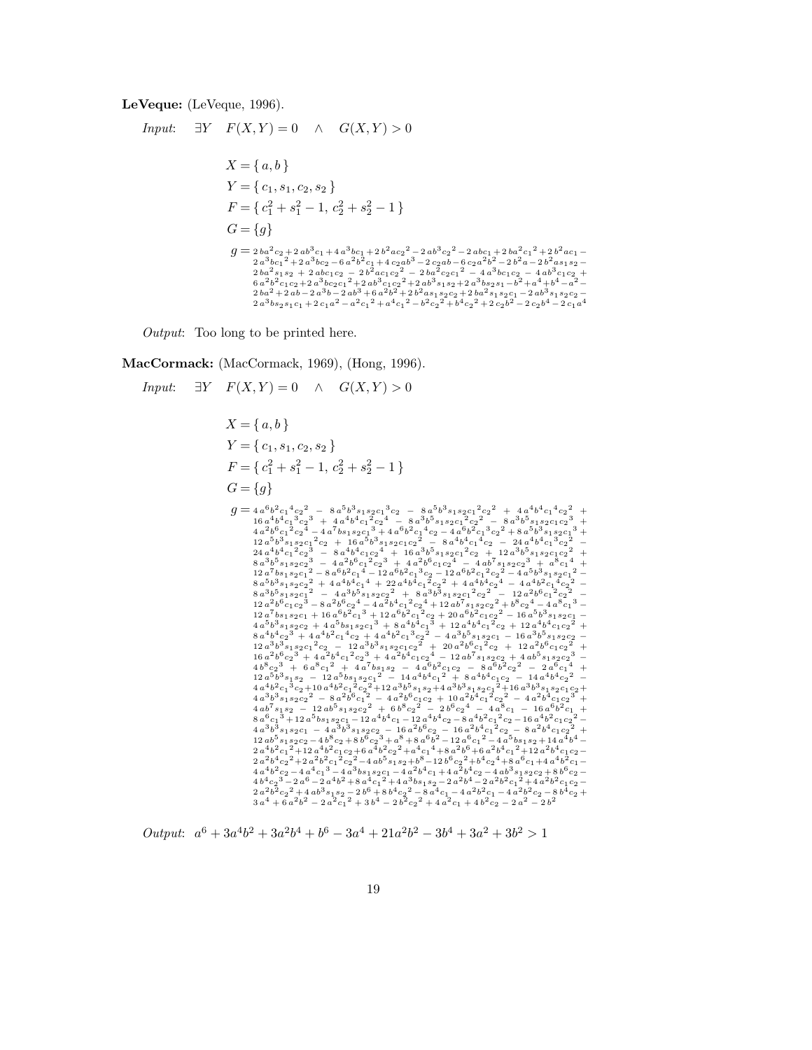**LeVeque:** (LeVeque, 1996).

*Input*: $\quad \exists Y \quad F(X,Y)=0 \quad \wedge \quad G(X,Y)>0$

$$X = \{\, a, b \,\}$$

$$Y = \{\, c_1, s_1, c_2, s_2 \,\}$$

$$F = \{\, c_1^2 + s_1^2 - 1,\; c_2^2 + s_2^2 - 1 \,\}$$

$$G = \{g\}$$

$$g = 2\,ba^2c_2 + 2\,ab^3c_1 + 4\,a^3bc_1 + 2\,b^2ac_2{}^2 - 2\,ab^3c_2{}^2 - 2\,abc_1 + 2\,ba^2c_1{}^2 + 2\,b^2ac_1 - 2\,a^3bc_1{}^2 + 2\,a^3bc_2 - 6\,a^2b^2c_1 + 4\,c_2ab^3 - 2\,c_2ab - 6\,c_2a^2b^2 - 2\,b^2a - 2\,b^2as_1s_2 - 2\,ba^2s_1s_2 + 2\,abc_1c_2 - 2b^2ac_1c_2{}^2 - 2\,ba^2c_2c_1{}^2 - 4\,a^3bc_1c_2 - 4\,ab^3c_1c_2 + 6\,a^2b^2c_1c_2 + 2\,a^3bc_2c_1{}^2 + 2\,ab^3c_1c_2{}^2 + 2\,ab^3s_1s_2 + 2\,a^3bs_2s_1 - b^2 + a^4 + b^4 - a^2 - 2\,ba^2 + 2\,ab - 2\,a^3b - 2\,ab^3 + 6\,a^2b^2 + 2\,b^2as_1s_2c_2 + 2\,ba^2s_1s_2c_1 - 2\,ab^3s_1s_2c_2 - 2\,a^3bs_2s_1c_1 + 2\,c_1a^2 - a^2c_1{}^2 + a^4c_1{}^2 - b^2c_2{}^2 + b^4c_2{}^2 + 2\,c_2b^2 - 2\,c_2b^4 - 2\,c_1a^4$$

*Output*: Too long to be printed here.

**MacCormack:** (MacCormack, 1969), (Hong, 1996).

*Input*: $\quad \exists Y \quad F(X,Y)=0 \quad \wedge \quad G(X,Y)>0$

$$X = \{\, a, b \,\}$$

$$Y = \{\, c_1, s_1, c_2, s_2 \,\}$$

$$F = \{\, c_1^2 + s_1^2 - 1,\; c_2^2 + s_2^2 - 1 \,\}$$

$$G = \{g\}$$

$$g = 4\,a^6b^2c_1{}^4c_2{}^2 - 8\,a^5b^3s_1s_2c_1{}^3c_2 - 8\,a^5b^3s_1s_2c_1{}^2c_2{}^2 + 4\,a^4b^4c_1{}^4c_2{}^2 + 16\,a^4b^4c_1{}^3c_2{}^3 + 4\,a^4b^4c_1{}^2c_2{}^4 - 8\,a^3b^5s_1s_2c_1{}^2c_2{}^2 - 8\,a^3b^5s_1s_2c_1c_2{}^3 + 4\,a^2b^6c_1{}^2c_2{}^4 - 4\,a^7bs_1s_2c_1{}^3 + 4\,a^6b^2c_1{}^4c_2 - 4\,a^6b^2c_1{}^3c_2{}^2 + 8\,a^5b^3s_1s_2c_1{}^3 + 12\,a^5b^3s_1s_2c_1{}^2c_2 + 16\,a^5b^3s_1s_2c_1c_2{}^2 - 8\,a^4b^4c_1{}^4c_2 - 24\,a^4b^4c_1{}^3c_2{}^2 - 24\,a^4b^4c_1{}^2c_2{}^3 - 8\,a^4b^4c_1c_2{}^4 + 16\,a^3b^5s_1s_2c_1{}^2c_2 + 12\,a^3b^5s_1s_2c_1c_2{}^2 + 8\,a^3b^5s_1s_2c_2{}^3 - 4\,a^2b^6c_1{}^2c_2{}^3 + 4\,a^2b^6c_1c_2{}^4 - 4\,ab^7s_1s_2c_2{}^3 + a^8c_1{}^4 + 12\,a^7bs_1s_2c_1{}^2 - 8\,a^6b^2c_1{}^4 - 12\,a^6b^2c_1{}^3c_2 - 12\,a^6b^2c_1{}^2c_2{}^2 - 4\,a^5b^3s_1s_2c_1{}^2 - 8\,a^5b^3s_1s_2c_2{}^2 + 4\,a^4b^4c_1{}^4 + 22\,a^4b^4c_1{}^2c_2{}^2 + 4\,a^4b^4c_2{}^4 - 4\,a^4b^2c_1{}^4c_2{}^2 - 8\,a^3b^5s_1s_2c_1{}^2 - 4\,a^3b^5s_1s_2c_2{}^2 + 8\,a^3b^3s_1s_2c_1{}^2c_2{}^2 - 12\,a^2b^6c_1{}^2c_2{}^2 - 12\,a^2b^6c_1c_2{}^3 - 8\,a^2b^6c_2{}^4 - 4\,a^2b^4c_1{}^2c_2{}^4 + 12\,ab^7s_1s_2c_2{}^2 + b^8c_2{}^4 - 4\,a^8c_1{}^3 - 12\,a^7bs_1s_2c_1 + 16\,a^6b^2c_1{}^3 + 12\,a^6b^2c_1{}^2c_2 + 20\,a^6b^2c_1c_2{}^2 - 16\,a^5b^3s_1s_2c_1 - 4\,a^5b^3s_1s_2c_2 + 4\,a^5bs_1s_2c_1{}^3 + 8\,a^4b^4c_1{}^3 + 12\,a^4b^4c_1{}^2c_2 + 12\,a^4b^4c_1c_2{}^2 + 8\,a^4b^4c_2{}^3 + 4\,a^4b^2c_1{}^4c_2 + 4\,a^4b^2c_1{}^3c_2{}^2 - 4\,a^3b^5s_1s_2c_1 - 16\,a^3b^5s_1s_2c_2 - 12\,a^3b^3s_1s_2c_1{}^2c_2 - 12\,a^3b^3s_1s_2c_1c_2{}^2 + 20\,a^2b^6c_1{}^2c_2 + 12\,a^2b^6c_1c_2{}^2 + 16\,a^2b^6c_2{}^3 + 4\,a^2b^4c_1{}^2c_2{}^3 + 4\,a^2b^4c_1c_2{}^4 - 12\,ab^7s_1s_2c_2 + 4\,ab^5s_1s_2c_2{}^3 - 4\,b^8c_2{}^3 + 6\,a^8c_1{}^2 + 4\,a^7bs_1s_2 - 4\,a^6b^2c_1c_2 - 8\,a^6b^2c_2{}^2 - 2\,a^6c_1{}^4 + 12\,a^5b^3s_1s_2 - 12\,a^5bs_1s_2c_1{}^2 - 14\,a^4b^4c_1{}^2 + 8\,a^4b^4c_1c_2 - 14\,a^4b^4c_2{}^2 - 4\,a^4b^2c_1{}^3c_2 + 10\,a^4b^2c_1{}^2c_2{}^2 + 12\,a^3b^5s_1s_2 + 4\,a^3b^3s_1s_2c_1{}^2 + 16\,a^3b^3s_1s_2c_1c_2 + 4\,a^3b^3s_1s_2c_2{}^2 - 8\,a^2b^6c_1{}^2 - 4\,a^2b^6c_1c_2 + 10\,a^2b^4c_1{}^2c_2{}^2 - 4\,a^2b^4c_1c_2{}^3 + 4\,ab^7s_1s_2 - 12\,ab^5s_1s_2c_2{}^2 + 6\,b^8c_2{}^2 - 2\,b^6c_2{}^4 - 4\,a^8c_1 - 16\,a^6b^2c_1 + 8\,a^6c_1{}^3 + 12\,a^5bs_1s_2c_1 - 12\,a^4b^4c_1 - 12\,a^4b^4c_2 - 8\,a^4b^2c_1{}^2c_2 - 16\,a^4b^2c_1c_2{}^2 - 4\,a^3b^3s_1s_2c_1 - 4\,a^3b^3s_1s_2c_2 - 16\,a^2b^6c_2 - 16\,a^2b^4c_1{}^2c_2 - 8\,a^2b^4c_1c_2{}^2 + 12\,ab^5s_1s_2c_2 - 4\,b^8c_2 + 8\,b^6c_2{}^3 + a^8 + 8\,a^6b^2 - 12\,a^6c_1{}^2 - 4\,a^5bs_1s_2 + 14\,a^4b^4 - 2\,a^4b^2c_1{}^2 + 12\,a^4b^2c_1c_2 + 6\,a^4b^2c_2{}^2 + a^4c_1{}^4 + 8\,a^2b^6 + 6\,a^2b^4c_1{}^2 + 12\,a^2b^4c_1c_2 - 2\,a^2b^4c_2{}^2 + 2\,a^2b^2c_1{}^2c_2{}^2 - 4\,ab^5s_1s_2 + b^8 - 12\,b^6c_2{}^2 + b^4c_2{}^4 + 8\,a^6c_1 + 4\,a^4b^2c_1 - 4\,a^4b^2c_2 - 4\,a^4c_1{}^3 - 4\,a^3bs_1s_2c_1 - 4\,a^2b^4c_1 + 4\,a^2b^4c_2 - 4\,ab^3s_1s_2c_2 + 8\,b^6c_2 - 4\,b^4c_2{}^3 - 2\,a^6 - 2\,a^4b^2 + 8\,a^4c_1{}^2 + 4\,a^3bs_1s_2 - 2\,a^2b^4 - 2\,a^2b^2c_1{}^2 + 4\,a^2b^2c_1c_2 - 2\,a^2b^2c_2{}^2 + 4\,ab^3s_1s_2 - 2\,b^6 + 8\,b^4c_2{}^2 - 8\,a^4c_1 - 4\,a^2b^2c_1 - 4\,a^2b^2c_2 - 8\,b^4c_2 + 3\,a^4 + 6\,a^2b^2 - 2\,a^2c_1{}^2 + 3\,b^4 - 2\,b^2c_2{}^2 + 4\,a^2c_1 + 4\,b^2c_2 - 2\,a^2 - 2\,b^2$$

*Output*: $a^6 + 3a^4b^2 + 3a^2b^4 + b^6 - 3a^4 + 21a^2b^2 - 3b^4 + 3a^2 + 3b^2 > 1$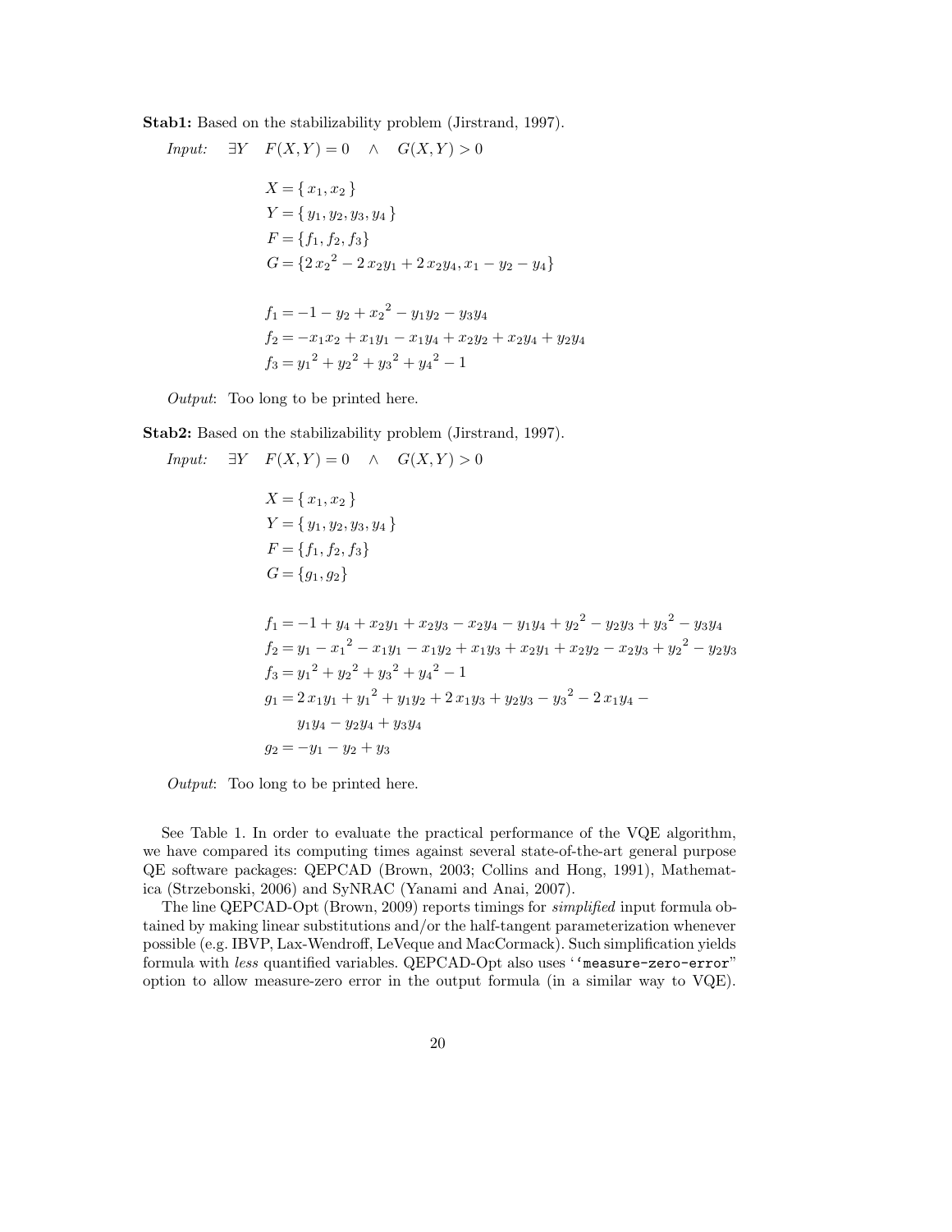**Stab1:** Based on the stabilizability problem (Jirstrand, 1997).

*Input:* $\exists Y \quad F(X,Y) = 0 \quad \wedge \quad G(X,Y) > 0$

$$X = \{\, x_1, x_2 \,\}$$
$$Y = \{\, y_1, y_2, y_3, y_4 \,\}$$
$$F = \{f_1, f_2, f_3\}$$
$$G = \{2\,{x_2}^2 - 2\,x_2 y_1 + 2\,x_2 y_4, x_1 - y_2 - y_4\}$$

$$f_1 = -1 - y_2 + {x_2}^2 - y_1 y_2 - y_3 y_4$$
$$f_2 = -x_1 x_2 + x_1 y_1 - x_1 y_4 + x_2 y_2 + x_2 y_4 + y_2 y_4$$
$$f_3 = {y_1}^2 + {y_2}^2 + {y_3}^2 + {y_4}^2 - 1$$

*Output*: Too long to be printed here.

**Stab2:** Based on the stabilizability problem (Jirstrand, 1997).

*Input:* $\exists Y \quad F(X,Y) = 0 \quad \wedge \quad G(X,Y) > 0$

$$X = \{\, x_1, x_2 \,\}$$
$$Y = \{\, y_1, y_2, y_3, y_4 \,\}$$
$$F = \{f_1, f_2, f_3\}$$
$$G = \{g_1, g_2\}$$

$$f_1 = -1 + y_4 + x_2 y_1 + x_2 y_3 - x_2 y_4 - y_1 y_4 + {y_2}^2 - y_2 y_3 + {y_3}^2 - y_3 y_4$$
$$f_2 = y_1 - {x_1}^2 - x_1 y_1 - x_1 y_2 + x_1 y_3 + x_2 y_1 + x_2 y_2 - x_2 y_3 + {y_2}^2 - y_2 y_3$$
$$f_3 = {y_1}^2 + {y_2}^2 + {y_3}^2 + {y_4}^2 - 1$$
$$g_1 = 2\,x_1 y_1 + {y_1}^2 + y_1 y_2 + 2\,x_1 y_3 + y_2 y_3 - {y_3}^2 - 2\,x_1 y_4 - y_1 y_4 - y_2 y_4 + y_3 y_4$$
$$g_2 = -y_1 - y_2 + y_3$$

*Output*: Too long to be printed here.

See Table 1. In order to evaluate the practical performance of the VQE algorithm, we have compared its computing times against several state-of-the-art general purpose QE software packages: QEPCAD (Brown, 2003; Collins and Hong, 1991), Mathematica (Strzebonski, 2006) and SyNRAC (Yanami and Anai, 2007).

The line QEPCAD-Opt (Brown, 2009) reports timings for *simplified* input formula obtained by making linear substitutions and/or the half-tangent parameterization whenever possible (e.g. IBVP, Lax-Wendroff, LeVeque and MacCormack). Such simplification yields formula with *less* quantified variables. QEPCAD-Opt also uses "`measure-zero-error`" option to allow measure-zero error in the output formula (in a similar way to VQE).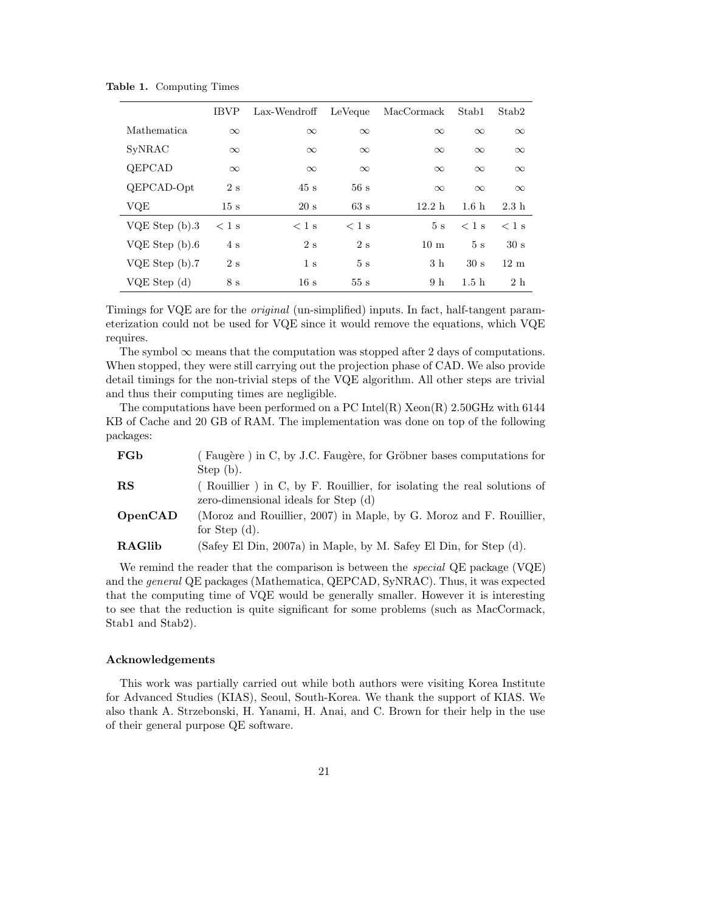**Table 1.** Computing Times

| | IBVP | Lax-Wendroff | LeVeque | MacCormack | Stab1 | Stab2 |
|---|---|---|---|---|---|---|
| Mathematica | $\infty$ | $\infty$ | $\infty$ | $\infty$ | $\infty$ | $\infty$ |
| SyNRAC | $\infty$ | $\infty$ | $\infty$ | $\infty$ | $\infty$ | $\infty$ |
| QEPCAD | $\infty$ | $\infty$ | $\infty$ | $\infty$ | $\infty$ | $\infty$ |
| QEPCAD-Opt | 2 s | 45 s | 56 s | $\infty$ | $\infty$ | $\infty$ |
| VQE | 15 s | 20 s | 63 s | 12.2 h | 1.6 h | 2.3 h |
| VQE Step (b).3 | $< 1$ s | $< 1$ s | $< 1$ s | 5 s | $< 1$ s | $< 1$ s |
| VQE Step (b).6 | 4 s | 2 s | 2 s | 10 m | 5 s | 30 s |
| VQE Step (b).7 | 2 s | 1 s | 5 s | 3 h | 30 s | 12 m |
| VQE Step (d) | 8 s | 16 s | 55 s | 9 h | 1.5 h | 2 h |

Timings for VQE are for the *original* (un-simplified) inputs. In fact, half-tangent parameterization could not be used for VQE since it would remove the equations, which VQE requires.

The symbol $\infty$ means that the computation was stopped after 2 days of computations. When stopped, they were still carrying out the projection phase of CAD. We also provide detail timings for the non-trivial steps of the VQE algorithm. All other steps are trivial and thus their computing times are negligible.

The computations have been performed on a PC Intel(R) Xeon(R) 2.50GHz with 6144 KB of Cache and 20 GB of RAM. The implementation was done on top of the following packages:

- **FGb** ( Faugère ) in C, by J.C. Faugère, for Gröbner bases computations for Step (b).
- **RS** ( Rouillier ) in C, by F. Rouillier, for isolating the real solutions of zero-dimensional ideals for Step (d)
- **OpenCAD** (Moroz and Rouillier, 2007) in Maple, by G. Moroz and F. Rouillier, for Step (d).
- **RAGlib** (Safey El Din, 2007a) in Maple, by M. Safey El Din, for Step (d).

We remind the reader that the comparison is between the *special* QE package (VQE) and the *general* QE packages (Mathematica, QEPCAD, SyNRAC). Thus, it was expected that the computing time of VQE would be generally smaller. However it is interesting to see that the reduction is quite significant for some problems (such as MacCormack, Stab1 and Stab2).

### Acknowledgements

This work was partially carried out while both authors were visiting Korea Institute for Advanced Studies (KIAS), Seoul, South-Korea. We thank the support of KIAS. We also thank A. Strzebonski, H. Yanami, H. Anai, and C. Brown for their help in the use of their general purpose QE software.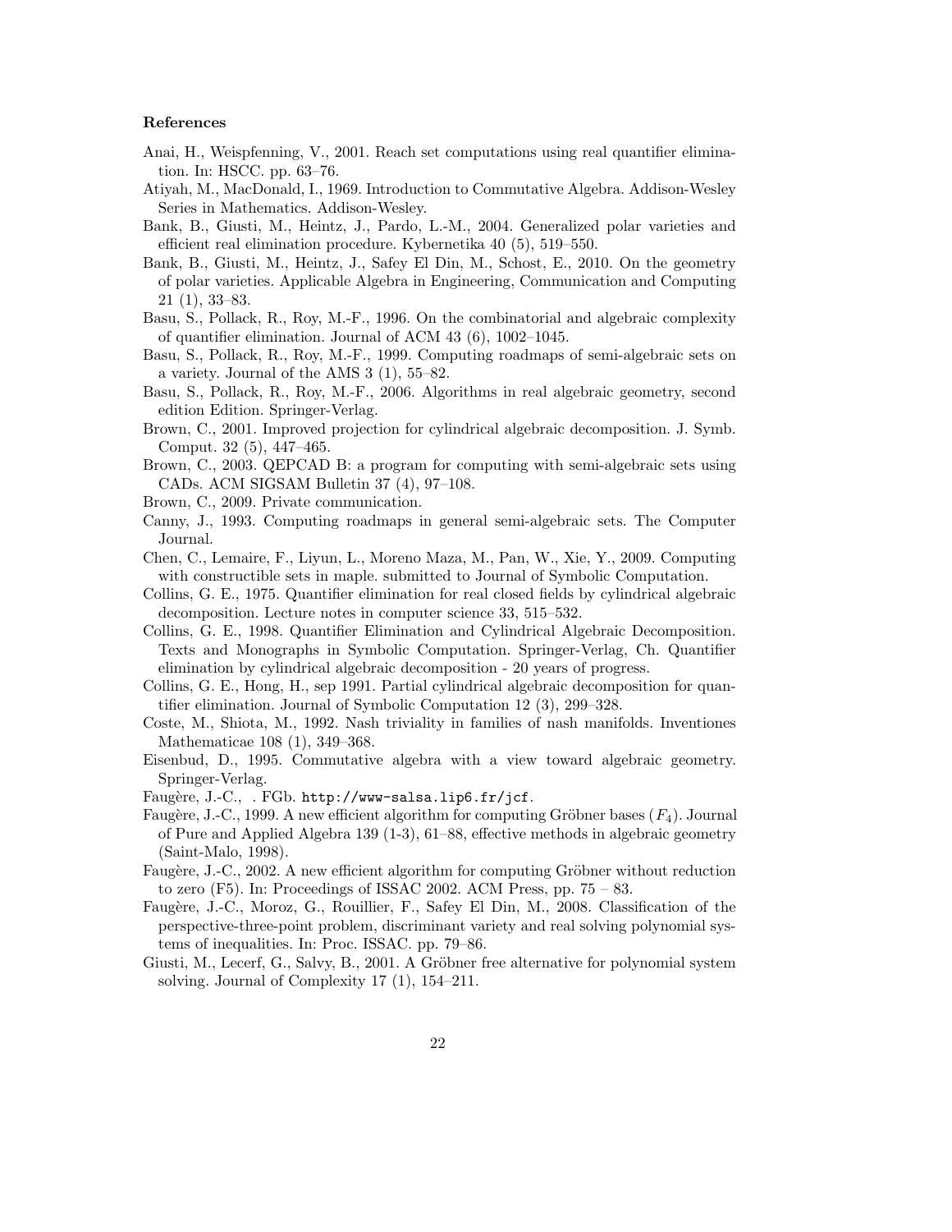**References**

Anai, H., Weispfenning, V., 2001. Reach set computations using real quantifier elimination. In: HSCC. pp. 63–76.

Atiyah, M., MacDonald, I., 1969. Introduction to Commutative Algebra. Addison-Wesley Series in Mathematics. Addison-Wesley.

Bank, B., Giusti, M., Heintz, J., Pardo, L.-M., 2004. Generalized polar varieties and efficient real elimination procedure. Kybernetika 40 (5), 519–550.

Bank, B., Giusti, M., Heintz, J., Safey El Din, M., Schost, E., 2010. On the geometry of polar varieties. Applicable Algebra in Engineering, Communication and Computing 21 (1), 33–83.

Basu, S., Pollack, R., Roy, M.-F., 1996. On the combinatorial and algebraic complexity of quantifier elimination. Journal of ACM 43 (6), 1002–1045.

Basu, S., Pollack, R., Roy, M.-F., 1999. Computing roadmaps of semi-algebraic sets on a variety. Journal of the AMS 3 (1), 55–82.

Basu, S., Pollack, R., Roy, M.-F., 2006. Algorithms in real algebraic geometry, second edition Edition. Springer-Verlag.

Brown, C., 2001. Improved projection for cylindrical algebraic decomposition. J. Symb. Comput. 32 (5), 447–465.

Brown, C., 2003. QEPCAD B: a program for computing with semi-algebraic sets using CADs. ACM SIGSAM Bulletin 37 (4), 97–108.

Brown, C., 2009. Private communication.

Canny, J., 1993. Computing roadmaps in general semi-algebraic sets. The Computer Journal.

Chen, C., Lemaire, F., Liyun, L., Moreno Maza, M., Pan, W., Xie, Y., 2009. Computing with constructible sets in maple. submitted to Journal of Symbolic Computation.

Collins, G. E., 1975. Quantifier elimination for real closed fields by cylindrical algebraic decomposition. Lecture notes in computer science 33, 515–532.

Collins, G. E., 1998. Quantifier Elimination and Cylindrical Algebraic Decomposition. Texts and Monographs in Symbolic Computation. Springer-Verlag, Ch. Quantifier elimination by cylindrical algebraic decomposition - 20 years of progress.

Collins, G. E., Hong, H., sep 1991. Partial cylindrical algebraic decomposition for quantifier elimination. Journal of Symbolic Computation 12 (3), 299–328.

Coste, M., Shiota, M., 1992. Nash triviality in families of nash manifolds. Inventiones Mathematicae 108 (1), 349–368.

Eisenbud, D., 1995. Commutative algebra with a view toward algebraic geometry. Springer-Verlag.

Faugère, J.-C., . FGb. http://www-salsa.lip6.fr/jcf.

Faugère, J.-C., 1999. A new efficient algorithm for computing Gröbner bases ($F_4$). Journal of Pure and Applied Algebra 139 (1-3), 61–88, effective methods in algebraic geometry (Saint-Malo, 1998).

Faugère, J.-C., 2002. A new efficient algorithm for computing Gröbner without reduction to zero (F5). In: Proceedings of ISSAC 2002. ACM Press, pp. 75 – 83.

Faugère, J.-C., Moroz, G., Rouillier, F., Safey El Din, M., 2008. Classification of the perspective-three-point problem, discriminant variety and real solving polynomial systems of inequalities. In: Proc. ISSAC. pp. 79–86.

Giusti, M., Lecerf, G., Salvy, B., 2001. A Gröbner free alternative for polynomial system solving. Journal of Complexity 17 (1), 154–211.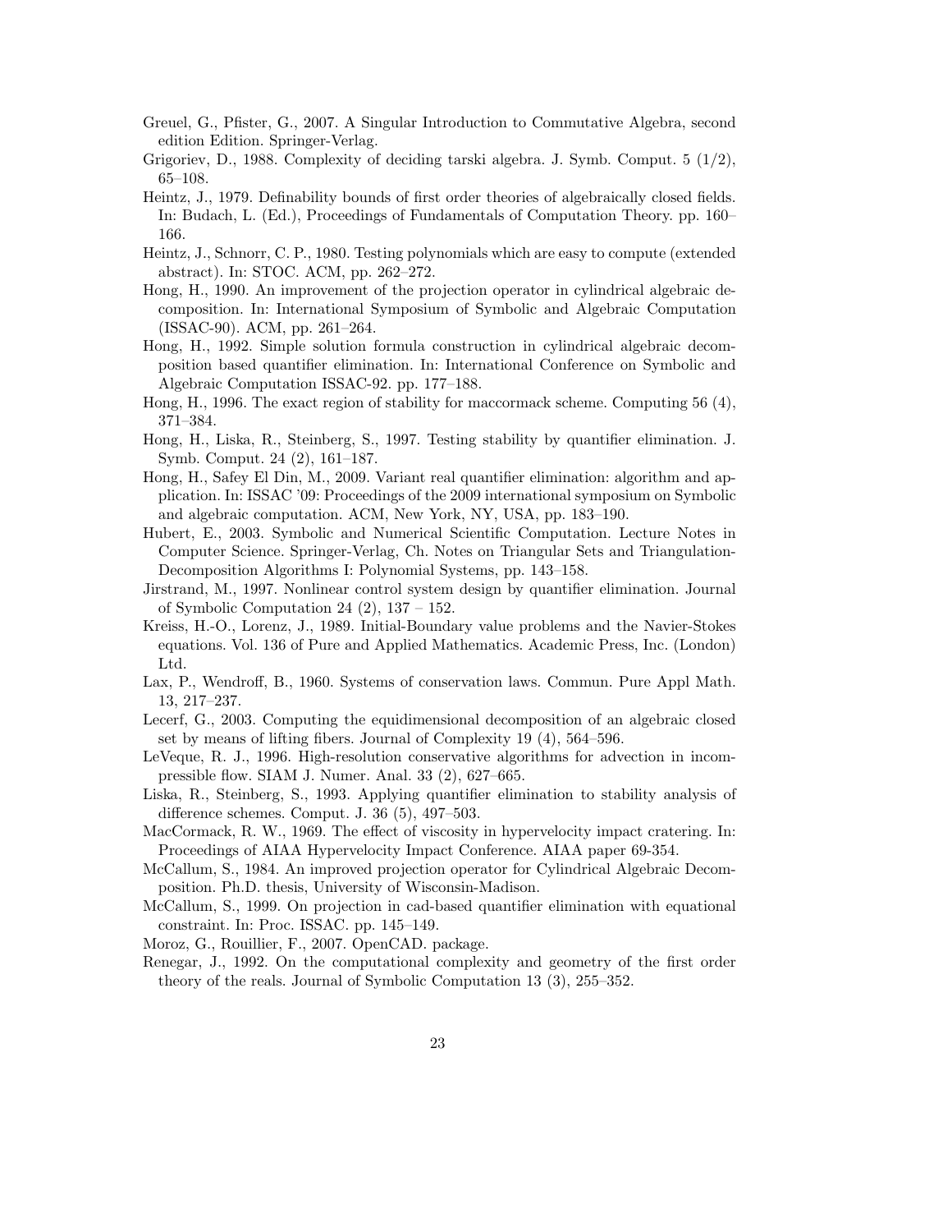Greuel, G., Pfister, G., 2007. A Singular Introduction to Commutative Algebra, second edition Edition. Springer-Verlag.

Grigoriev, D., 1988. Complexity of deciding tarski algebra. J. Symb. Comput. 5 (1/2), 65–108.

Heintz, J., 1979. Definability bounds of first order theories of algebraically closed fields. In: Budach, L. (Ed.), Proceedings of Fundamentals of Computation Theory. pp. 160–166.

Heintz, J., Schnorr, C. P., 1980. Testing polynomials which are easy to compute (extended abstract). In: STOC. ACM, pp. 262–272.

Hong, H., 1990. An improvement of the projection operator in cylindrical algebraic decomposition. In: International Symposium of Symbolic and Algebraic Computation (ISSAC-90). ACM, pp. 261–264.

Hong, H., 1992. Simple solution formula construction in cylindrical algebraic decomposition based quantifier elimination. In: International Conference on Symbolic and Algebraic Computation ISSAC-92. pp. 177–188.

Hong, H., 1996. The exact region of stability for maccormack scheme. Computing 56 (4), 371–384.

Hong, H., Liska, R., Steinberg, S., 1997. Testing stability by quantifier elimination. J. Symb. Comput. 24 (2), 161–187.

Hong, H., Safey El Din, M., 2009. Variant real quantifier elimination: algorithm and application. In: ISSAC '09: Proceedings of the 2009 international symposium on Symbolic and algebraic computation. ACM, New York, NY, USA, pp. 183–190.

Hubert, E., 2003. Symbolic and Numerical Scientific Computation. Lecture Notes in Computer Science. Springer-Verlag, Ch. Notes on Triangular Sets and Triangulation-Decomposition Algorithms I: Polynomial Systems, pp. 143–158.

Jirstrand, M., 1997. Nonlinear control system design by quantifier elimination. Journal of Symbolic Computation 24 (2), 137 – 152.

Kreiss, H.-O., Lorenz, J., 1989. Initial-Boundary value problems and the Navier-Stokes equations. Vol. 136 of Pure and Applied Mathematics. Academic Press, Inc. (London) Ltd.

Lax, P., Wendroff, B., 1960. Systems of conservation laws. Commun. Pure Appl Math. 13, 217–237.

Lecerf, G., 2003. Computing the equidimensional decomposition of an algebraic closed set by means of lifting fibers. Journal of Complexity 19 (4), 564–596.

LeVeque, R. J., 1996. High-resolution conservative algorithms for advection in incompressible flow. SIAM J. Numer. Anal. 33 (2), 627–665.

Liska, R., Steinberg, S., 1993. Applying quantifier elimination to stability analysis of difference schemes. Comput. J. 36 (5), 497–503.

MacCormack, R. W., 1969. The effect of viscosity in hypervelocity impact cratering. In: Proceedings of AIAA Hypervelocity Impact Conference. AIAA paper 69-354.

McCallum, S., 1984. An improved projection operator for Cylindrical Algebraic Decomposition. Ph.D. thesis, University of Wisconsin-Madison.

McCallum, S., 1999. On projection in cad-based quantifier elimination with equational constraint. In: Proc. ISSAC. pp. 145–149.

Moroz, G., Rouillier, F., 2007. OpenCAD. package.

Renegar, J., 1992. On the computational complexity and geometry of the first order theory of the reals. Journal of Symbolic Computation 13 (3), 255–352.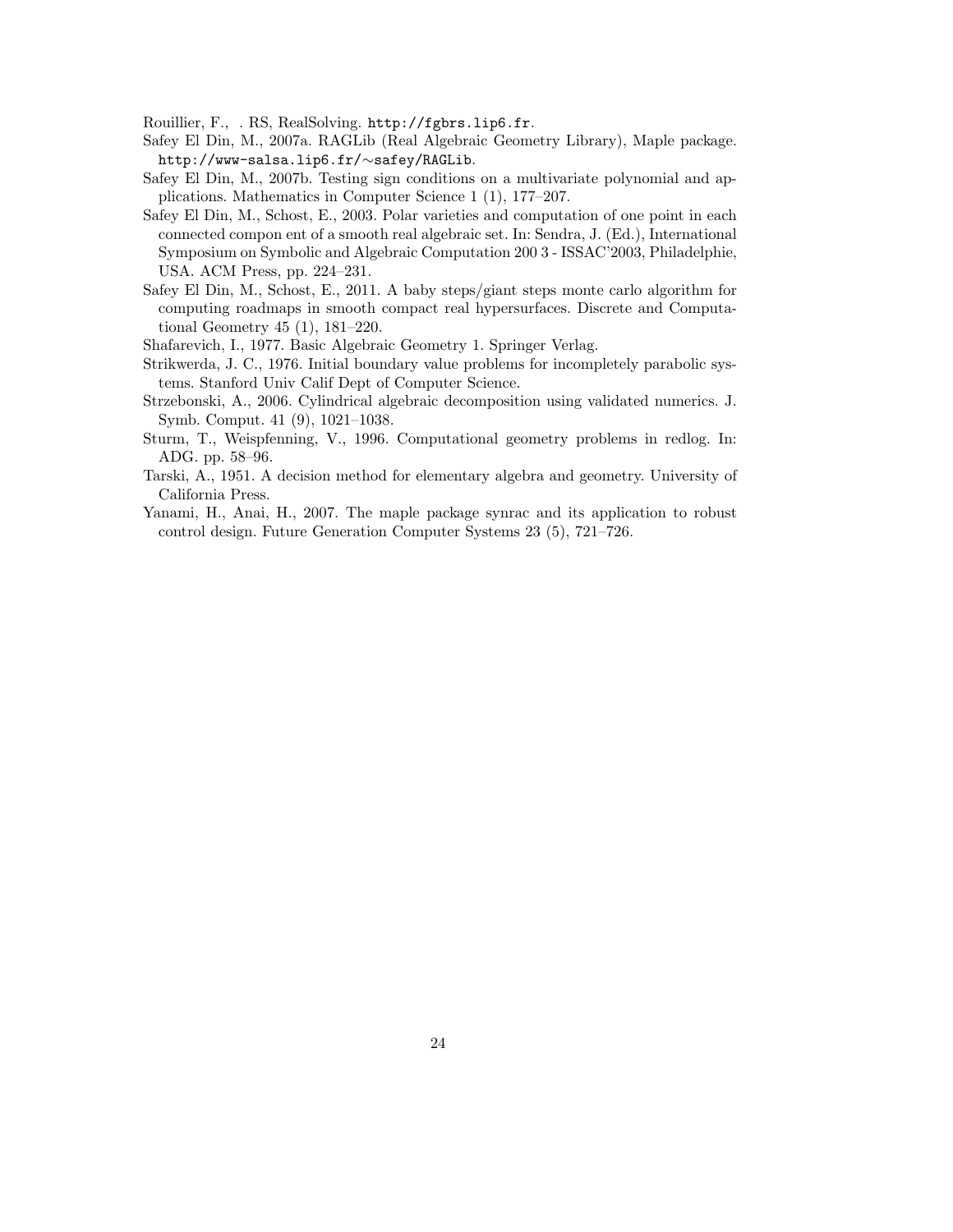Rouillier, F., . RS, RealSolving. http://fgbrs.lip6.fr.

Safey El Din, M., 2007a. RAGLib (Real Algebraic Geometry Library), Maple package. http://www-salsa.lip6.fr/∼safey/RAGLib.

Safey El Din, M., 2007b. Testing sign conditions on a multivariate polynomial and applications. Mathematics in Computer Science 1 (1), 177–207.

Safey El Din, M., Schost, E., 2003. Polar varieties and computation of one point in each connected compon ent of a smooth real algebraic set. In: Sendra, J. (Ed.), International Symposium on Symbolic and Algebraic Computation 200 3 - ISSAC'2003, Philadelphie, USA. ACM Press, pp. 224–231.

Safey El Din, M., Schost, E., 2011. A baby steps/giant steps monte carlo algorithm for computing roadmaps in smooth compact real hypersurfaces. Discrete and Computational Geometry 45 (1), 181–220.

Shafarevich, I., 1977. Basic Algebraic Geometry 1. Springer Verlag.

Strikwerda, J. C., 1976. Initial boundary value problems for incompletely parabolic systems. Stanford Univ Calif Dept of Computer Science.

Strzebonski, A., 2006. Cylindrical algebraic decomposition using validated numerics. J. Symb. Comput. 41 (9), 1021–1038.

Sturm, T., Weispfenning, V., 1996. Computational geometry problems in redlog. In: ADG. pp. 58–96.

Tarski, A., 1951. A decision method for elementary algebra and geometry. University of California Press.

Yanami, H., Anai, H., 2007. The maple package synrac and its application to robust control design. Future Generation Computer Systems 23 (5), 721–726.